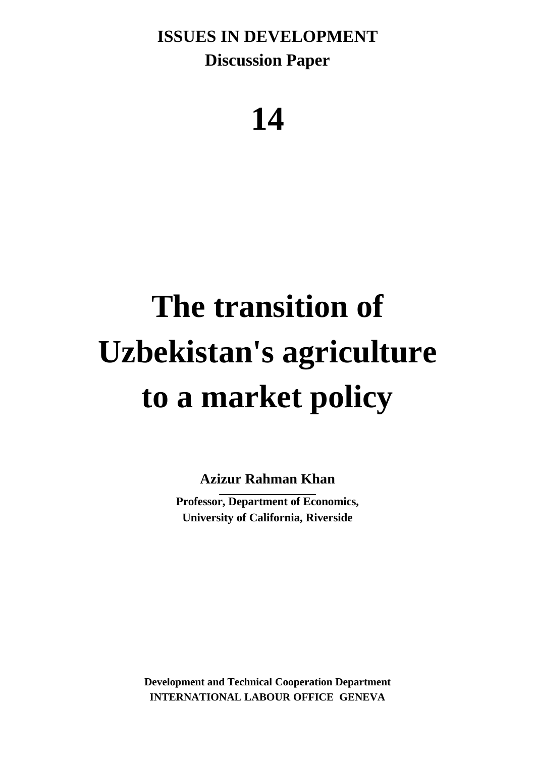**ISSUES IN DEVELOPMENT**

**Discussion Paper**

**14**

# The transition of Uzbekistan's agriculture to a market policy

**Azizur Rahman Khan**

**Professor, Department of Economics,**
**University of California, Riverside**

**Development and Technical Cooperation Department**
**INTERNATIONAL LABOUR OFFICE GENEVA**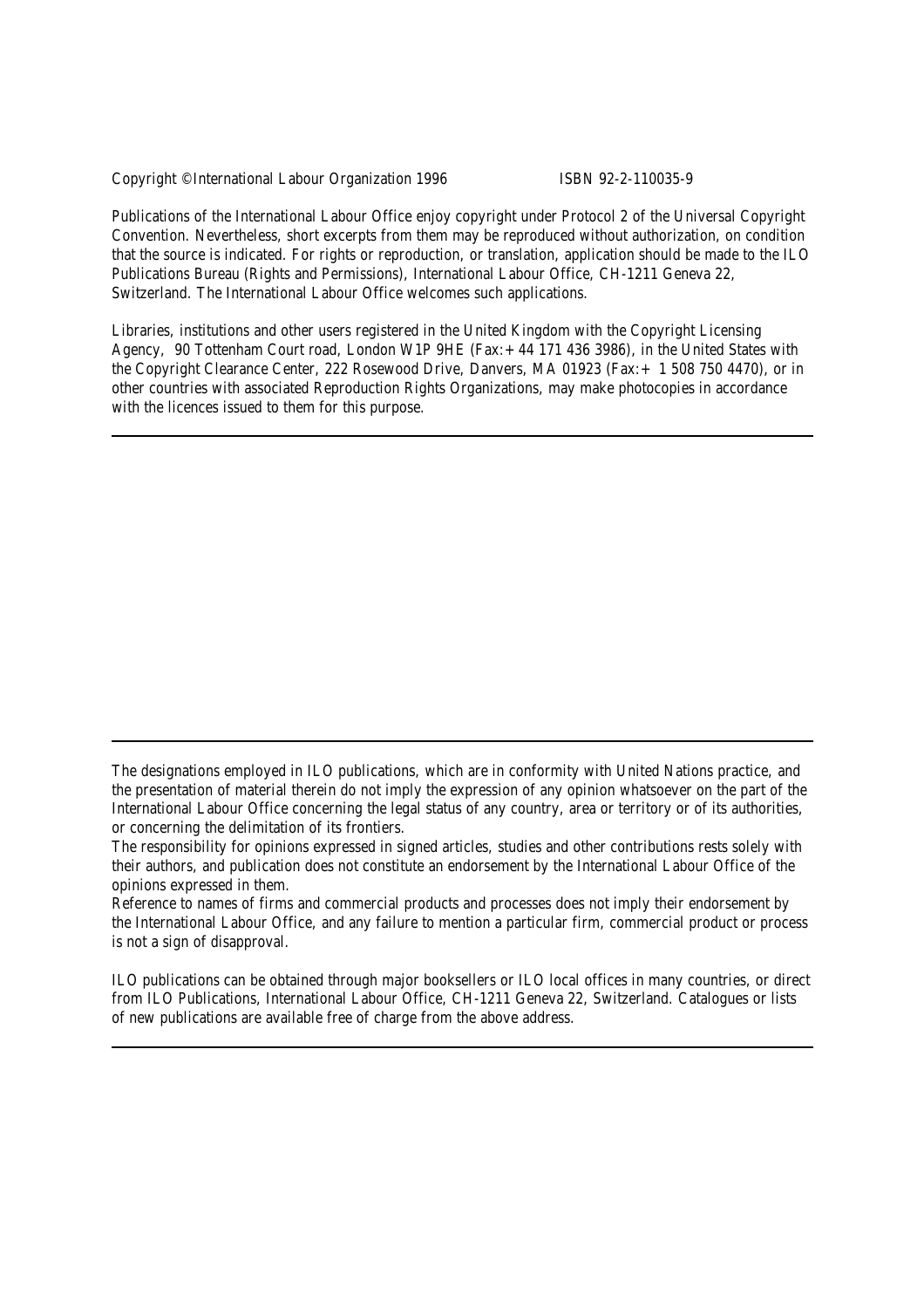Copyright © International Labour Organization 1996 ISBN 92-2-110035-9

Publications of the International Labour Office enjoy copyright under Protocol 2 of the Universal Copyright Convention. Nevertheless, short excerpts from them may be reproduced without authorization, on condition that the source is indicated. For rights or reproduction, or translation, application should be made to the ILO Publications Bureau (Rights and Permissions), International Labour Office, CH-1211 Geneva 22, Switzerland. The International Labour Office welcomes such applications.

Libraries, institutions and other users registered in the United Kingdom with the Copyright Licensing Agency, 90 Tottenham Court road, London W1P 9HE (Fax:+ 44 171 436 3986), in the United States with the Copyright Clearance Center, 222 Rosewood Drive, Danvers, MA 01923 (Fax:+ 1 508 750 4470), or in other countries with associated Reproduction Rights Organizations, may make photocopies in accordance with the licences issued to them for this purpose.

---

---

The designations employed in ILO publications, which are in conformity with United Nations practice, and the presentation of material therein do not imply the expression of any opinion whatsoever on the part of the International Labour Office concerning the legal status of any country, area or territory or of its authorities, or concerning the delimitation of its frontiers.

The responsibility for opinions expressed in signed articles, studies and other contributions rests solely with their authors, and publication does not constitute an endorsement by the International Labour Office of the opinions expressed in them.

Reference to names of firms and commercial products and processes does not imply their endorsement by the International Labour Office, and any failure to mention a particular firm, commercial product or process is not a sign of disapproval.

ILO publications can be obtained through major booksellers or ILO local offices in many countries, or direct from ILO Publications, International Labour Office, CH-1211 Geneva 22, Switzerland. Catalogues or lists of new publications are available free of charge from the above address.

---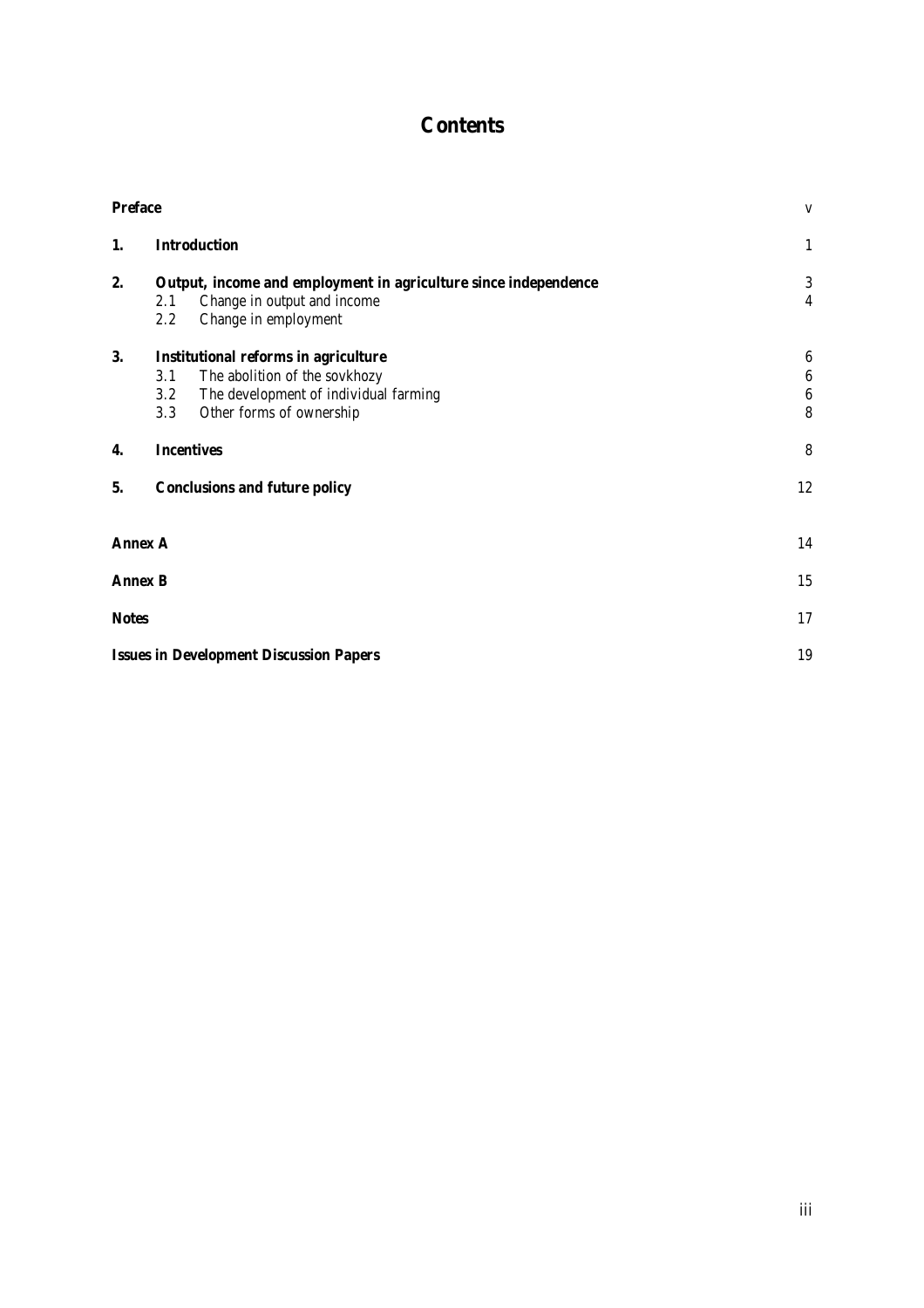# Contents

| | | |
|---|---|---|
| **Preface** | | v |
| **1.** | **Introduction** | 1 |
| **2.** | **Output, income and employment in agriculture since independence** | 3 |
| | 2.1 Change in output and income | 4 |
| | 2.2 Change in employment | |
| **3.** | **Institutional reforms in agriculture** | 6 |
| | 3.1 The abolition of the sovkhozy | 6 |
| | 3.2 The development of individual farming | 6 |
| | 3.3 Other forms of ownership | 8 |
| **4.** | **Incentives** | 8 |
| **5.** | **Conclusions and future policy** | 12 |
| **Annex A** | | 14 |
| **Annex B** | | 15 |
| **Notes** | | 17 |
| **Issues in Development Discussion Papers** | | 19 |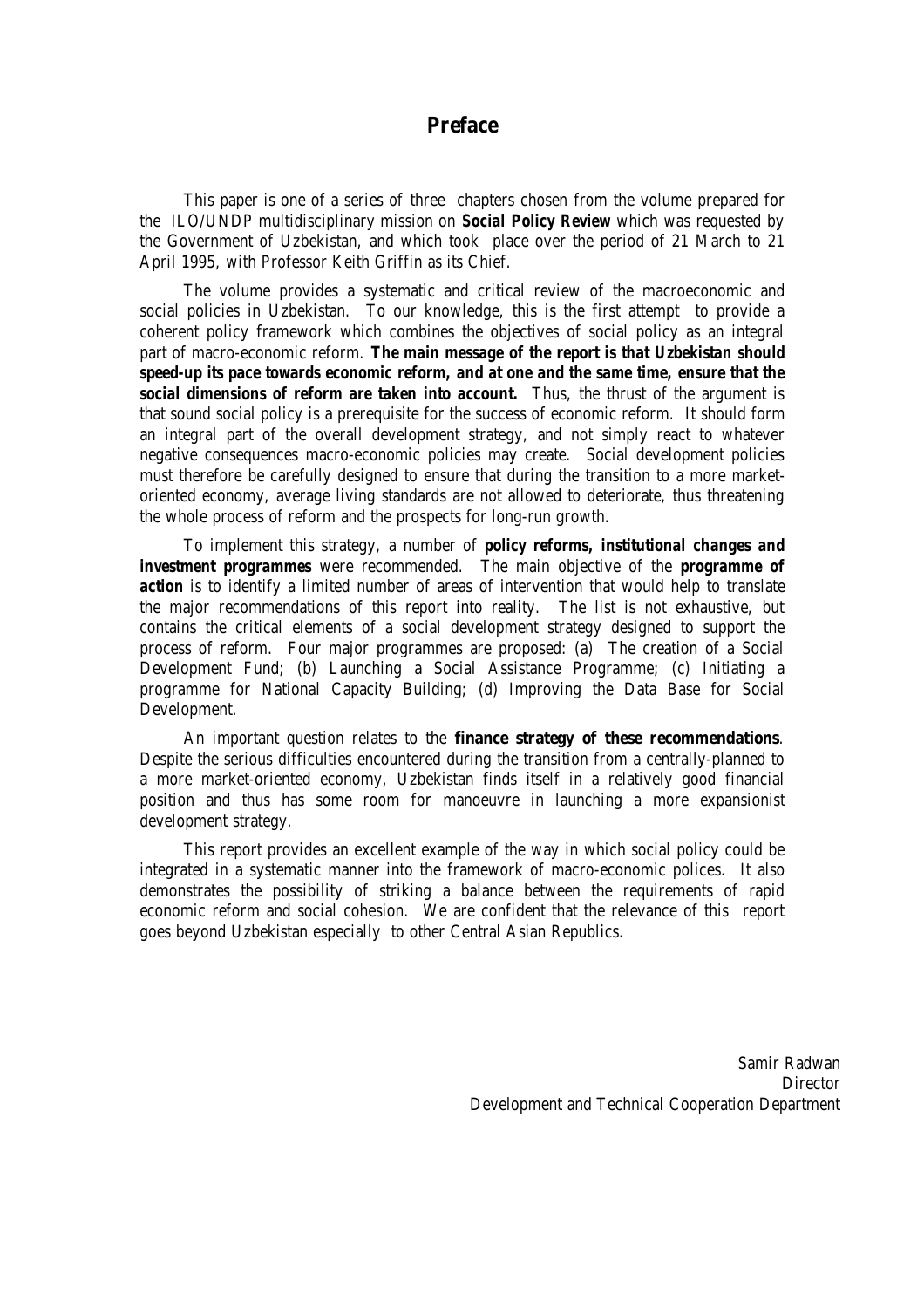# Preface

This paper is one of a series of three chapters chosen from the volume prepared for the ILO/UNDP multidisciplinary mission on **Social Policy Review** which was requested by the Government of Uzbekistan, and which took place over the period of 21 March to 21 April 1995, with Professor Keith Griffin as its Chief.

The volume provides a systematic and critical review of the macroeconomic and social policies in Uzbekistan. To our knowledge, this is the first attempt to provide a coherent policy framework which combines the objectives of social policy as an integral part of macro-economic reform. **The main message of the report is that Uzbekistan should speed-up its pace towards economic reform, and at one and the same time, ensure that the social dimensions of reform are taken into account.** Thus, the thrust of the argument is that sound social policy is a prerequisite for the success of economic reform. It should form an integral part of the overall development strategy, and not simply react to whatever negative consequences macro-economic policies may create. Social development policies must therefore be carefully designed to ensure that during the transition to a more market-oriented economy, average living standards are not allowed to deteriorate, thus threatening the whole process of reform and the prospects for long-run growth.

To implement this strategy, a number of **policy reforms, institutional changes and investment programmes** were recommended. The main objective of the **programme of action** is to identify a limited number of areas of intervention that would help to translate the major recommendations of this report into reality. The list is not exhaustive, but contains the critical elements of a social development strategy designed to support the process of reform. Four major programmes are proposed: (a) The creation of a Social Development Fund; (b) Launching a Social Assistance Programme; (c) Initiating a programme for National Capacity Building; (d) Improving the Data Base for Social Development.

An important question relates to the **finance strategy of these recommendations**. Despite the serious difficulties encountered during the transition from a centrally-planned to a more market-oriented economy, Uzbekistan finds itself in a relatively good financial position and thus has some room for manoeuvre in launching a more expansionist development strategy.

This report provides an excellent example of the way in which social policy could be integrated in a systematic manner into the framework of macro-economic polices. It also demonstrates the possibility of striking a balance between the requirements of rapid economic reform and social cohesion. We are confident that the relevance of this report goes beyond Uzbekistan especially to other Central Asian Republics.

Samir Radwan
Director
Development and Technical Cooperation Department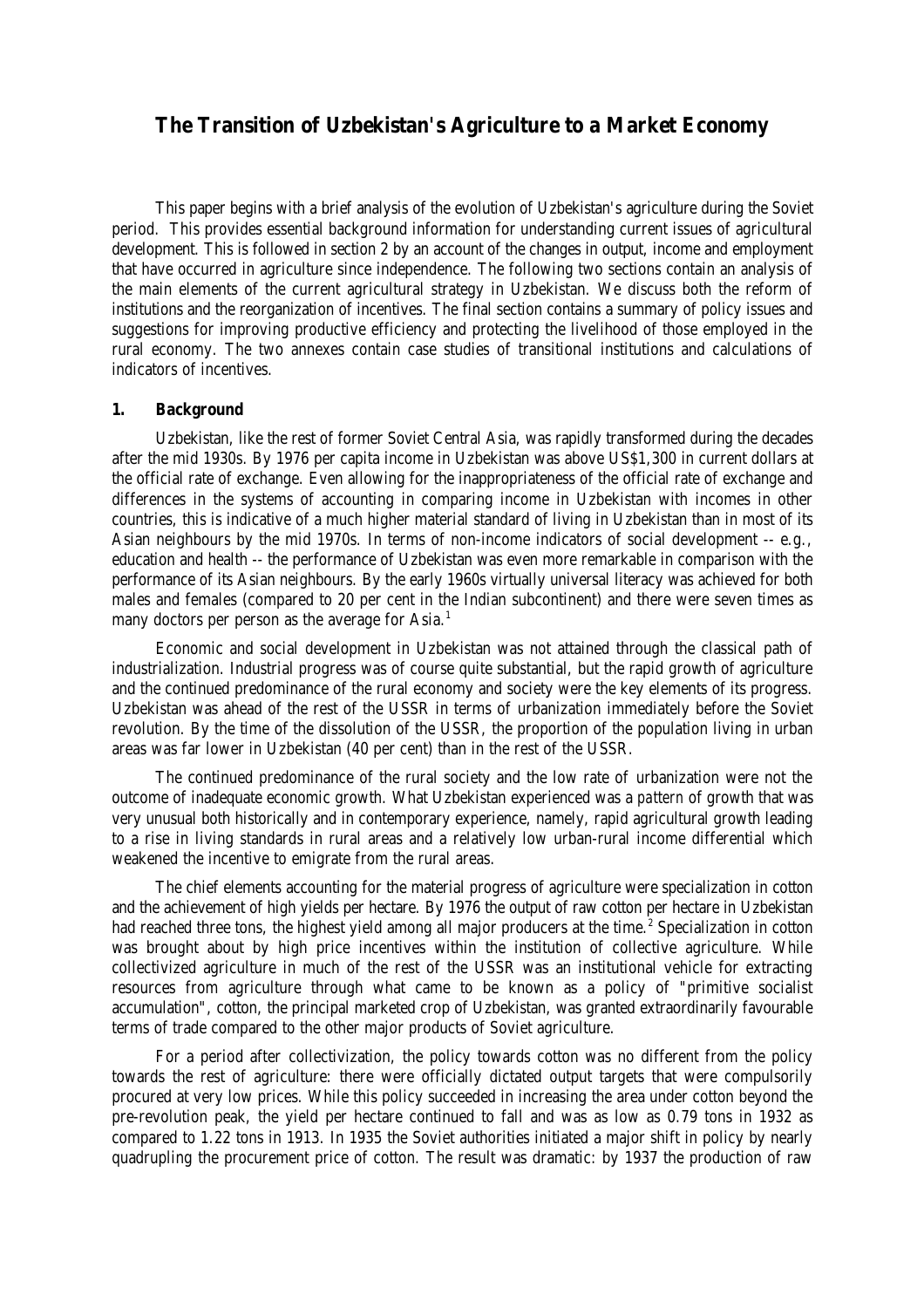# The Transition of Uzbekistan's Agriculture to a Market Economy

This paper begins with a brief analysis of the evolution of Uzbekistan's agriculture during the Soviet period. This provides essential background information for understanding current issues of agricultural development. This is followed in section 2 by an account of the changes in output, income and employment that have occurred in agriculture since independence. The following two sections contain an analysis of the main elements of the current agricultural strategy in Uzbekistan. We discuss both the reform of institutions and the reorganization of incentives. The final section contains a summary of policy issues and suggestions for improving productive efficiency and protecting the livelihood of those employed in the rural economy. The two annexes contain case studies of transitional institutions and calculations of indicators of incentives.

## 1. Background

Uzbekistan, like the rest of former Soviet Central Asia, was rapidly transformed during the decades after the mid 1930s. By 1976 per capita income in Uzbekistan was above US$1,300 in current dollars at the official rate of exchange. Even allowing for the inappropriateness of the official rate of exchange and differences in the systems of accounting in comparing income in Uzbekistan with incomes in other countries, this is indicative of a much higher material standard of living in Uzbekistan than in most of its Asian neighbours by the mid 1970s. In terms of non-income indicators of social development -- e.g., education and health -- the performance of Uzbekistan was even more remarkable in comparison with the performance of its Asian neighbours. By the early 1960s virtually universal literacy was achieved for both males and females (compared to 20 per cent in the Indian subcontinent) and there were seven times as many doctors per person as the average for Asia.[1]

Economic and social development in Uzbekistan was not attained through the classical path of industrialization. Industrial progress was of course quite substantial, but the rapid growth of agriculture and the continued predominance of the rural economy and society were the key elements of its progress. Uzbekistan was ahead of the rest of the USSR in terms of urbanization immediately before the Soviet revolution. By the time of the dissolution of the USSR, the proportion of the population living in urban areas was far lower in Uzbekistan (40 per cent) than in the rest of the USSR.

The continued predominance of the rural society and the low rate of urbanization were not the outcome of inadequate economic growth. What Uzbekistan experienced was a *pattern* of growth that was very unusual both historically and in contemporary experience, namely, rapid agricultural growth leading to a rise in living standards in rural areas and a relatively low urban-rural income differential which weakened the incentive to emigrate from the rural areas.

The chief elements accounting for the material progress of agriculture were specialization in cotton and the achievement of high yields per hectare. By 1976 the output of raw cotton per hectare in Uzbekistan had reached three tons, the highest yield among all major producers at the time.[2] Specialization in cotton was brought about by high price incentives within the institution of collective agriculture. While collectivized agriculture in much of the rest of the USSR was an institutional vehicle for extracting resources from agriculture through what came to be known as a policy of "primitive socialist accumulation", cotton, the principal marketed crop of Uzbekistan, was granted extraordinarily favourable terms of trade compared to the other major products of Soviet agriculture.

For a period after collectivization, the policy towards cotton was no different from the policy towards the rest of agriculture: there were officially dictated output targets that were compulsorily procured at very low prices. While this policy succeeded in increasing the area under cotton beyond the pre-revolution peak, the yield per hectare continued to fall and was as low as 0.79 tons in 1932 as compared to 1.22 tons in 1913. In 1935 the Soviet authorities initiated a major shift in policy by nearly quadrupling the procurement price of cotton. The result was dramatic: by 1937 the production of raw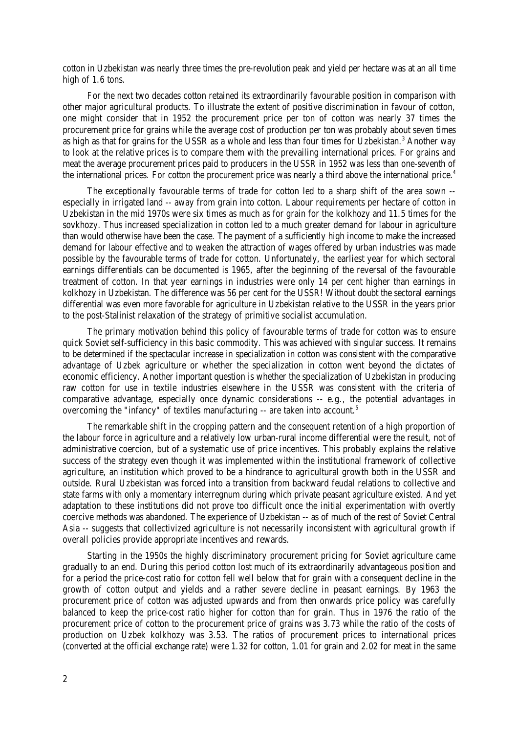cotton in Uzbekistan was nearly three times the pre-revolution peak and yield per hectare was at an all time high of 1.6 tons.

For the next two decades cotton retained its extraordinarily favourable position in comparison with other major agricultural products. To illustrate the extent of positive discrimination in favour of cotton, one might consider that in 1952 the procurement price per ton of cotton was nearly 37 times the procurement price for grains while the average cost of production per ton was probably about seven times as high as that for grains for the USSR as a whole and less than four times for Uzbekistan.[3] Another way to look at the relative prices is to compare them with the prevailing international prices. For grains and meat the average procurement prices paid to producers in the USSR in 1952 was less than one-seventh of the international prices. For cotton the procurement price was nearly a third above the international price.[4]

The exceptionally favourable terms of trade for cotton led to a sharp shift of the area sown -- especially in irrigated land -- away from grain into cotton. Labour requirements per hectare of cotton in Uzbekistan in the mid 1970s were six times as much as for grain for the kolkhozy and 11.5 times for the sovkhozy. Thus increased specialization in cotton led to a much greater demand for labour in agriculture than would otherwise have been the case. The payment of a sufficiently high income to make the increased demand for labour effective and to weaken the attraction of wages offered by urban industries was made possible by the favourable terms of trade for cotton. Unfortunately, the earliest year for which sectoral earnings differentials can be documented is 1965, after the beginning of the reversal of the favourable treatment of cotton. In that year earnings in industries were only 14 per cent higher than earnings in kolkhozy in Uzbekistan. The difference was 56 per cent for the USSR! Without doubt the sectoral earnings differential was even more favorable for agriculture in Uzbekistan relative to the USSR in the years prior to the post-Stalinist relaxation of the strategy of primitive socialist accumulation.

The primary motivation behind this policy of favourable terms of trade for cotton was to ensure quick Soviet self-sufficiency in this basic commodity. This was achieved with singular success. It remains to be determined if the spectacular increase in specialization in cotton was consistent with the comparative advantage of Uzbek agriculture or whether the specialization in cotton went beyond the dictates of economic efficiency. Another important question is whether the specialization of Uzbekistan in producing raw cotton for use in textile industries elsewhere in the USSR was consistent with the criteria of comparative advantage, especially once dynamic considerations -- e.g., the potential advantages in overcoming the "infancy" of textiles manufacturing -- are taken into account.[5]

The remarkable shift in the cropping pattern and the consequent retention of a high proportion of the labour force in agriculture and a relatively low urban-rural income differential were the result, not of administrative coercion, but of a systematic use of price incentives. This probably explains the relative success of the strategy even though it was implemented within the institutional framework of collective agriculture, an institution which proved to be a hindrance to agricultural growth both in the USSR and outside. Rural Uzbekistan was forced into a transition from backward feudal relations to collective and state farms with only a momentary interregnum during which private peasant agriculture existed. And yet adaptation to these institutions did not prove too difficult once the initial experimentation with overtly coercive methods was abandoned. The experience of Uzbekistan -- as of much of the rest of Soviet Central Asia -- suggests that collectivized agriculture is not necessarily inconsistent with agricultural growth if overall policies provide appropriate incentives and rewards.

Starting in the 1950s the highly discriminatory procurement pricing for Soviet agriculture came gradually to an end. During this period cotton lost much of its extraordinarily advantageous position and for a period the price-cost ratio for cotton fell well below that for grain with a consequent decline in the growth of cotton output and yields and a rather severe decline in peasant earnings. By 1963 the procurement price of cotton was adjusted upwards and from then onwards price policy was carefully balanced to keep the price-cost ratio higher for cotton than for grain. Thus in 1976 the ratio of the procurement price of cotton to the procurement price of grains was 3.73 while the ratio of the costs of production on Uzbek kolkhozy was 3.53. The ratios of procurement prices to international prices (converted at the official exchange rate) were 1.32 for cotton, 1.01 for grain and 2.02 for meat in the same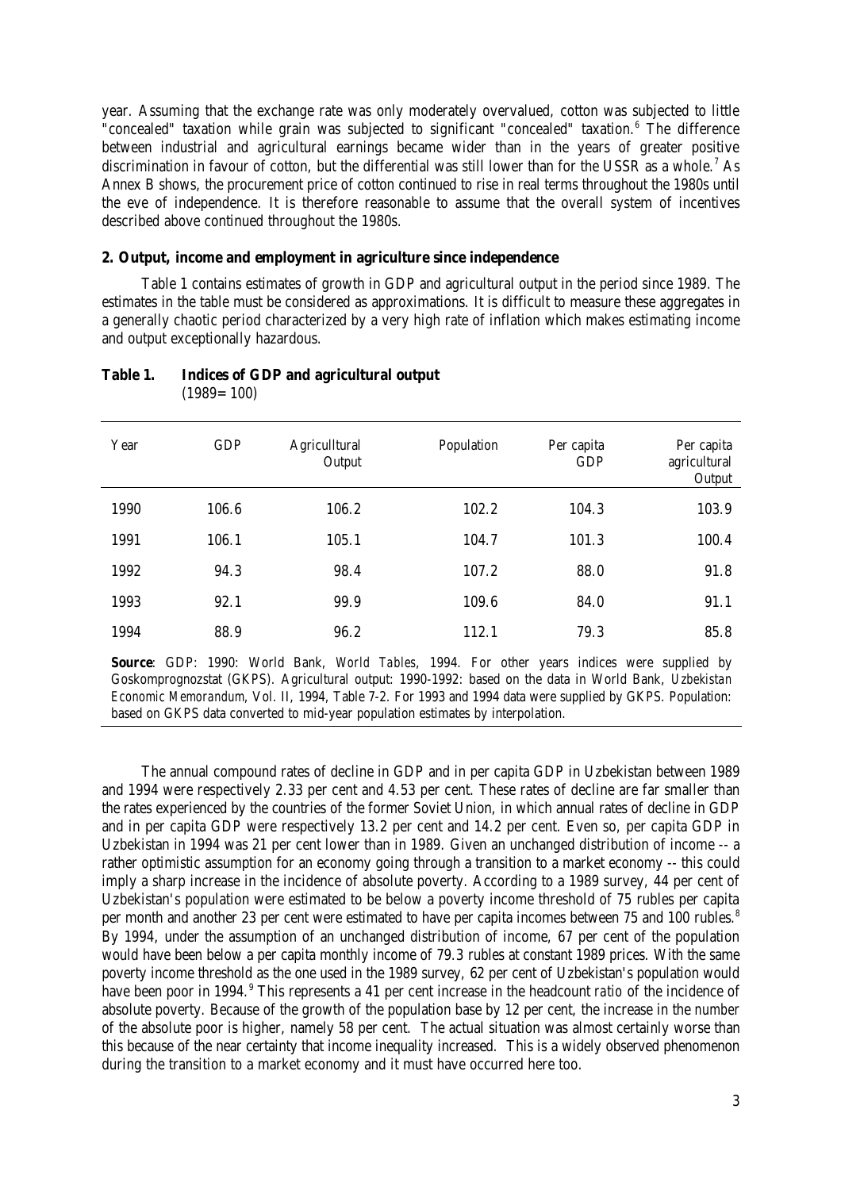year. Assuming that the exchange rate was only moderately overvalued, cotton was subjected to little "concealed" taxation while grain was subjected to significant "concealed" taxation.[6] The difference between industrial and agricultural earnings became wider than in the years of greater positive discrimination in favour of cotton, but the differential was still lower than for the USSR as a whole.[7] As Annex B shows, the procurement price of cotton continued to rise in real terms throughout the 1980s until the eve of independence. It is therefore reasonable to assume that the overall system of incentives described above continued throughout the 1980s.

**2. Output, income and employment in agriculture since independence**

Table 1 contains estimates of growth in GDP and agricultural output in the period since 1989. The estimates in the table must be considered as approximations. It is difficult to measure these aggregates in a generally chaotic period characterized by a very high rate of inflation which makes estimating income and output exceptionally hazardous.

**Table 1. Indices of GDP and agricultural output**
(1989=100)

| Year | GDP | Agricultural Output | Population | Per capita GDP | Per capita agricultural Output |
|---|---|---|---|---|---|
| 1990 | 106.6 | 106.2 | 102.2 | 104.3 | 103.9 |
| 1991 | 106.1 | 105.1 | 104.7 | 101.3 | 100.4 |
| 1992 | 94.3 | 98.4 | 107.2 | 88.0 | 91.8 |
| 1993 | 92.1 | 99.9 | 109.6 | 84.0 | 91.1 |
| 1994 | 88.9 | 96.2 | 112.1 | 79.3 | 85.8 |

**Source**: GDP: 1990: World Bank, *World Tables*, 1994. For other years indices were supplied by Goskomprognozstat (GKPS). Agricultural output: 1990-1992: based on the data in World Bank, *Uzbekistan Economic Memorandum*, Vol. II, 1994, Table 7-2. For 1993 and 1994 data were supplied by GKPS. Population: based on GKPS data converted to mid-year population estimates by interpolation.

The annual compound rates of decline in GDP and in per capita GDP in Uzbekistan between 1989 and 1994 were respectively 2.33 per cent and 4.53 per cent. These rates of decline are far smaller than the rates experienced by the countries of the former Soviet Union, in which annual rates of decline in GDP and in per capita GDP were respectively 13.2 per cent and 14.2 per cent. Even so, per capita GDP in Uzbekistan in 1994 was 21 per cent lower than in 1989. Given an unchanged distribution of income -- a rather optimistic assumption for an economy going through a transition to a market economy -- this could imply a sharp increase in the incidence of absolute poverty. According to a 1989 survey, 44 per cent of Uzbekistan's population were estimated to be below a poverty income threshold of 75 rubles per capita per month and another 23 per cent were estimated to have per capita incomes between 75 and 100 rubles.[8] By 1994, under the assumption of an unchanged distribution of income, 67 per cent of the population would have been below a per capita monthly income of 79.3 rubles at constant 1989 prices. With the same poverty income threshold as the one used in the 1989 survey, 62 per cent of Uzbekistan's population would have been poor in 1994.[9] This represents a 41 per cent increase in the headcount *ratio* of the incidence of absolute poverty. Because of the growth of the population base by 12 per cent, the increase in the *number* of the absolute poor is higher, namely 58 per cent. The actual situation was almost certainly worse than this because of the near certainty that income inequality increased. This is a widely observed phenomenon during the transition to a market economy and it must have occurred here too.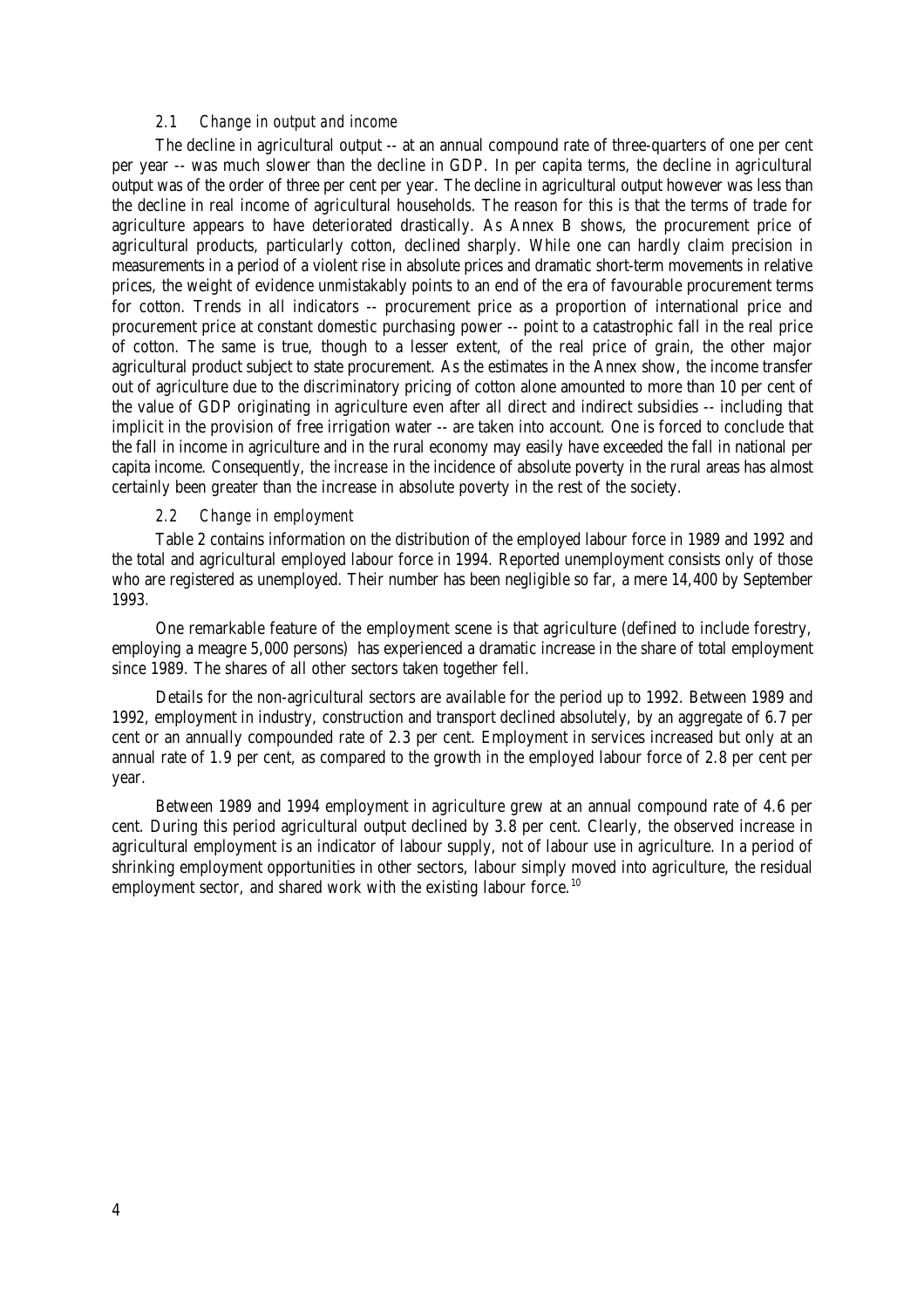### *2.1 Change in output and income*

The decline in agricultural output -- at an annual compound rate of three-quarters of one per cent per year -- was much slower than the decline in GDP. In per capita terms, the decline in agricultural output was of the order of three per cent per year. The decline in agricultural output however was less than the decline in real income of agricultural households. The reason for this is that the terms of trade for agriculture appears to have deteriorated drastically. As Annex B shows, the procurement price of agricultural products, particularly cotton, declined sharply. While one can hardly claim precision in measurements in a period of a violent rise in absolute prices and dramatic short-term movements in relative prices, the weight of evidence unmistakably points to an end of the era of favourable procurement terms for cotton. Trends in all indicators -- procurement price as a proportion of international price and procurement price at constant domestic purchasing power -- point to a catastrophic fall in the real price of cotton. The same is true, though to a lesser extent, of the real price of grain, the other major agricultural product subject to state procurement. As the estimates in the Annex show, the income transfer out of agriculture due to the discriminatory pricing of cotton alone amounted to more than 10 per cent of the value of GDP originating in agriculture even after all direct and indirect subsidies -- including that implicit in the provision of free irrigation water -- are taken into account. One is forced to conclude that the fall in income in agriculture and in the rural economy may easily have exceeded the fall in national per capita income. Consequently, the *increase* in the incidence of absolute poverty in the rural areas has almost certainly been greater than the increase in absolute poverty in the rest of the society.

### *2.2 Change in employment*

Table 2 contains information on the distribution of the employed labour force in 1989 and 1992 and the total and agricultural employed labour force in 1994. Reported unemployment consists only of those who are registered as unemployed. Their number has been negligible so far, a mere 14,400 by September 1993.

One remarkable feature of the employment scene is that agriculture (defined to include forestry, employing a meagre 5,000 persons) has experienced a dramatic increase in the share of total employment since 1989. The shares of all other sectors taken together fell.

Details for the non-agricultural sectors are available for the period up to 1992. Between 1989 and 1992, employment in industry, construction and transport declined absolutely, by an aggregate of 6.7 per cent or an annually compounded rate of 2.3 per cent. Employment in services increased but only at an annual rate of 1.9 per cent, as compared to the growth in the employed labour force of 2.8 per cent per year.

Between 1989 and 1994 employment in agriculture grew at an annual compound rate of 4.6 per cent. During this period agricultural output declined by 3.8 per cent. Clearly, the observed increase in agricultural employment is an indicator of labour supply, not of labour use in agriculture. In a period of shrinking employment opportunities in other sectors, labour simply moved into agriculture, the residual employment sector, and shared work with the existing labour force.[10]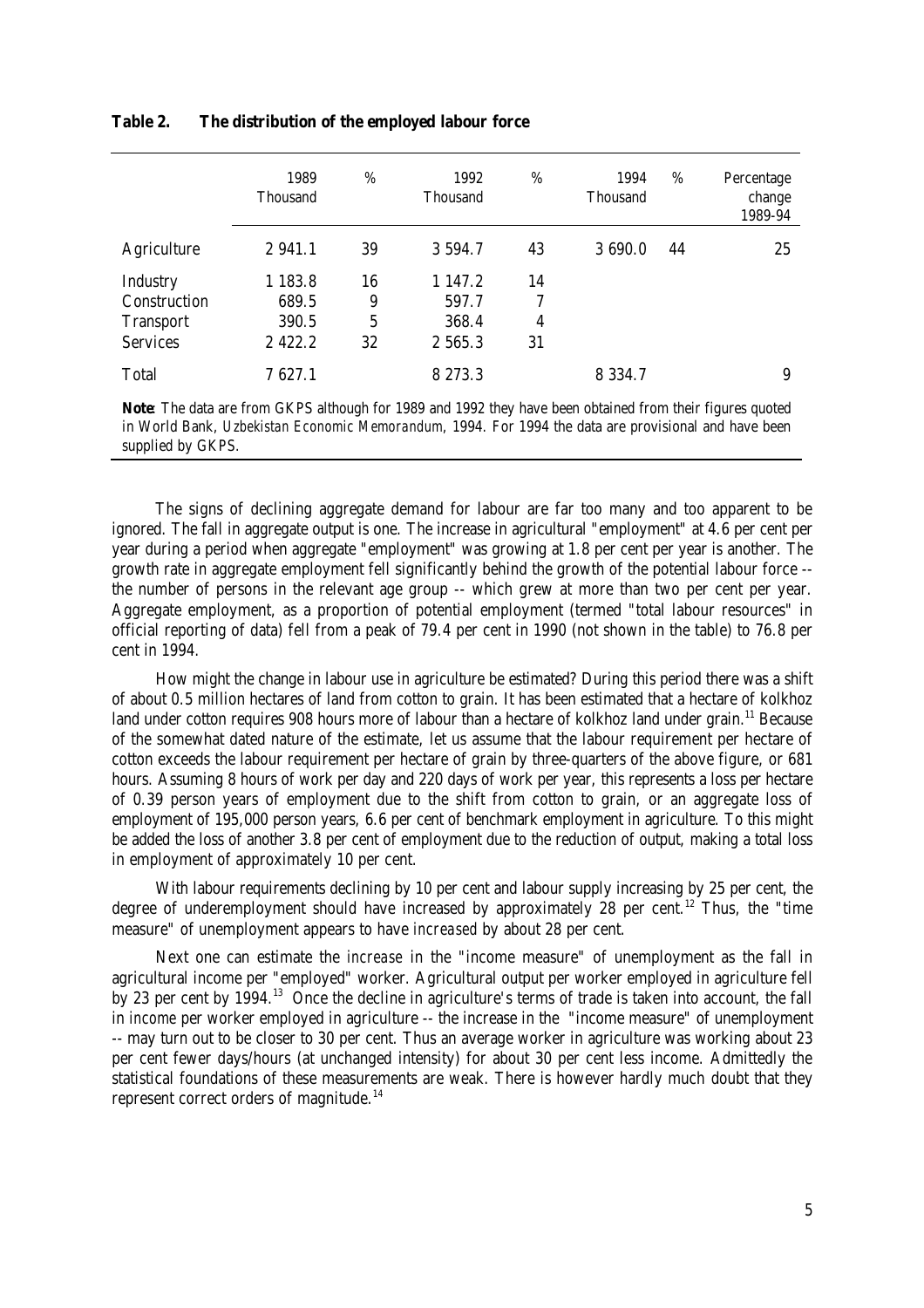**Table 2. The distribution of the employed labour force**

| | 1989 Thousand | % | 1992 Thousand | % | 1994 Thousand | % | Percentage change 1989-94 |
|---|---|---|---|---|---|---|---|
| Agriculture | 2 941.1 | 39 | 3 594.7 | 43 | 3 690.0 | 44 | 25 |
| Industry | 1 183.8 | 16 | 1 147.2 | 14 | | | |
| Construction | 689.5 | 9 | 597.7 | 7 | | | |
| Transport | 390.5 | 5 | 368.4 | 4 | | | |
| Services | 2 422.2 | 32 | 2 565.3 | 31 | | | |
| Total | 7 627.1 | | 8 273.3 | | 8 334.7 | | 9 |

**Note**: The data are from GKPS although for 1989 and 1992 they have been obtained from their figures quoted in World Bank, *Uzbekistan Economic Memorandum*, 1994. For 1994 the data are provisional and have been supplied by GKPS.

The signs of declining aggregate demand for labour are far too many and too apparent to be ignored. The fall in aggregate output is one. The increase in agricultural "employment" at 4.6 per cent per year during a period when aggregate "employment" was growing at 1.8 per cent per year is another. The growth rate in aggregate employment fell significantly behind the growth of the potential labour force -- the number of persons in the relevant age group -- which grew at more than two per cent per year. Aggregate employment, as a proportion of potential employment (termed "total labour resources" in official reporting of data) fell from a peak of 79.4 per cent in 1990 (not shown in the table) to 76.8 per cent in 1994.

How might the change in labour use in agriculture be estimated? During this period there was a shift of about 0.5 million hectares of land from cotton to grain. It has been estimated that a hectare of kolkhoz land under cotton requires 908 hours more of labour than a hectare of kolkhoz land under grain.[11] Because of the somewhat dated nature of the estimate, let us assume that the labour requirement per hectare of cotton exceeds the labour requirement per hectare of grain by three-quarters of the above figure, or 681 hours. Assuming 8 hours of work per day and 220 days of work per year, this represents a loss per hectare of 0.39 person years of employment due to the shift from cotton to grain, or an aggregate loss of employment of 195,000 person years, 6.6 per cent of benchmark employment in agriculture. To this might be added the loss of another 3.8 per cent of employment due to the reduction of output, making a total loss in employment of approximately 10 per cent.

With labour requirements declining by 10 per cent and labour supply increasing by 25 per cent, the degree of underemployment should have increased by approximately 28 per cent.[12] Thus, the "time measure" of unemployment appears to have *increased* by about 28 per cent.

Next one can estimate the *increase* in the "income measure" of unemployment as the fall in agricultural income per "employed" worker. Agricultural output per worker employed in agriculture fell by 23 per cent by 1994.[13] Once the decline in agriculture's terms of trade is taken into account, the fall in *income* per worker employed in agriculture -- the increase in the "income measure" of unemployment -- may turn out to be closer to 30 per cent. Thus an average worker in agriculture was working about 23 per cent fewer days/hours (at unchanged intensity) for about 30 per cent less income. Admittedly the statistical foundations of these measurements are weak. There is however hardly much doubt that they represent correct orders of magnitude.[14]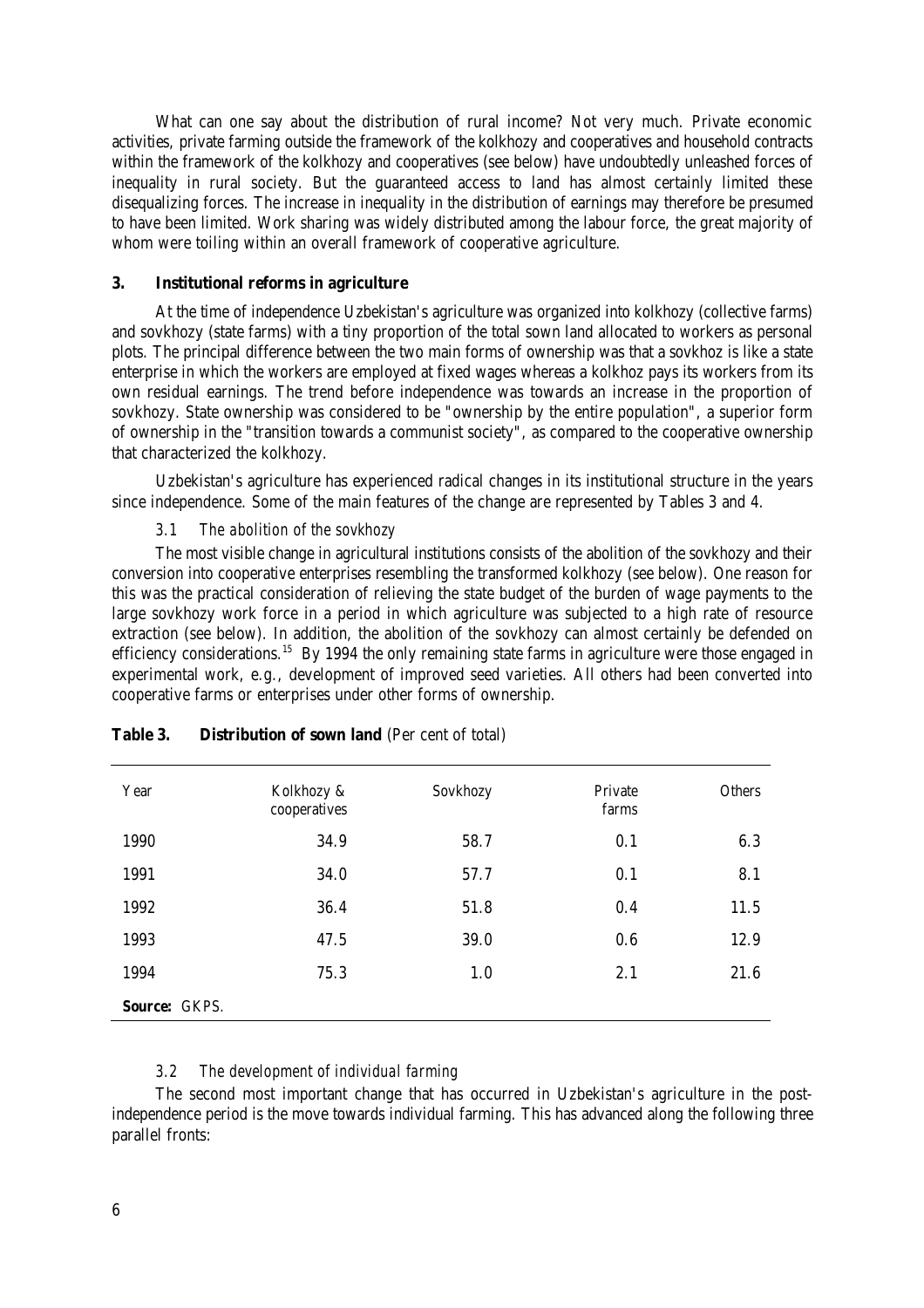What can one say about the distribution of rural income? Not very much. Private economic activities, private farming outside the framework of the kolkhozy and cooperatives and household contracts within the framework of the kolkhozy and cooperatives (see below) have undoubtedly unleashed forces of inequality in rural society. But the guaranteed access to land has almost certainly limited these disequalizing forces. The increase in inequality in the distribution of earnings may therefore be presumed to have been limited. Work sharing was widely distributed among the labour force, the great majority of whom were toiling within an overall framework of cooperative agriculture.

## 3. Institutional reforms in agriculture

At the time of independence Uzbekistan's agriculture was organized into kolkhozy (collective farms) and sovkhozy (state farms) with a tiny proportion of the total sown land allocated to workers as personal plots. The principal difference between the two main forms of ownership was that a sovkhoz is like a state enterprise in which the workers are employed at fixed wages whereas a kolkhoz pays its workers from its own residual earnings. The trend before independence was towards an increase in the proportion of sovkhozy. State ownership was considered to be "ownership by the entire population", a superior form of ownership in the "transition towards a communist society", as compared to the cooperative ownership that characterized the kolkhozy.

Uzbekistan's agriculture has experienced radical changes in its institutional structure in the years since independence. Some of the main features of the change are represented by Tables 3 and 4.

### *3.1 The abolition of the sovkhozy*

The most visible change in agricultural institutions consists of the abolition of the sovkhozy and their conversion into cooperative enterprises resembling the transformed kolkhozy (see below). One reason for this was the practical consideration of relieving the state budget of the burden of wage payments to the large sovkhozy work force in a period in which agriculture was subjected to a high rate of resource extraction (see below). In addition, the abolition of the sovkhozy can almost certainly be defended on efficiency considerations.[15] By 1994 the only remaining state farms in agriculture were those engaged in experimental work, e.g., development of improved seed varieties. All others had been converted into cooperative farms or enterprises under other forms of ownership.

**Table 3. Distribution of sown land** (Per cent of total)

| Year | Kolkhozy & cooperatives | Sovkhozy | Private farms | Others |
|---|---|---|---|---|
| 1990 | 34.9 | 58.7 | 0.1 | 6.3 |
| 1991 | 34.0 | 57.7 | 0.1 | 8.1 |
| 1992 | 36.4 | 51.8 | 0.4 | 11.5 |
| 1993 | 47.5 | 39.0 | 0.6 | 12.9 |
| 1994 | 75.3 | 1.0 | 2.1 | 21.6 |

**Source:** *GKPS.*

### *3.2 The development of individual farming*

The second most important change that has occurred in Uzbekistan's agriculture in the post-independence period is the move towards individual farming. This has advanced along the following three parallel fronts: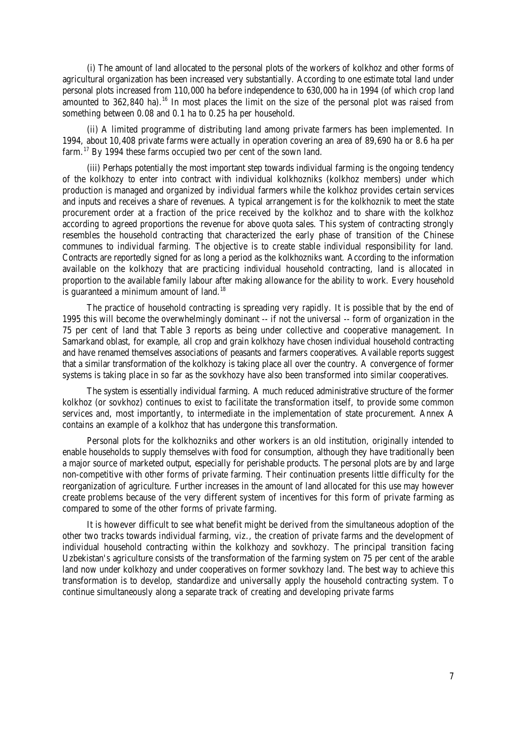(i) The amount of land allocated to the personal plots of the workers of kolkhoz and other forms of agricultural organization has been increased very substantially. According to one estimate total land under personal plots increased from 110,000 ha before independence to 630,000 ha in 1994 (of which crop land amounted to 362,840 ha).[16] In most places the limit on the size of the personal plot was raised from something between 0.08 and 0.1 ha to 0.25 ha per household.

(ii) A limited programme of distributing land among private farmers has been implemented. In 1994, about 10,408 private farms were actually in operation covering an area of 89,690 ha or 8.6 ha per farm.[17] By 1994 these farms occupied two per cent of the sown land.

(iii) Perhaps potentially the most important step towards individual farming is the ongoing tendency of the kolkhozy to enter into contract with individual kolkhozniks (kolkhoz members) under which production is managed and organized by individual farmers while the kolkhoz provides certain services and inputs and receives a share of revenues. A typical arrangement is for the kolkhoznik to meet the state procurement order at a fraction of the price received by the kolkhoz and to share with the kolkhoz according to agreed proportions the revenue for above quota sales. This system of contracting strongly resembles the household contracting that characterized the early phase of transition of the Chinese communes to individual farming. The objective is to create stable individual responsibility for land. Contracts are reportedly signed for as long a period as the kolkhozniks want. According to the information available on the kolkhozy that are practicing individual household contracting, land is allocated in proportion to the available family labour after making allowance for the ability to work. Every household is guaranteed a minimum amount of land.[18]

The practice of household contracting is spreading very rapidly. It is possible that by the end of 1995 this will become the overwhelmingly dominant -- if not the universal -- form of organization in the 75 per cent of land that Table 3 reports as being under collective and cooperative management. In Samarkand oblast, for example, all crop and grain kolkhozy have chosen individual household contracting and have renamed themselves associations of peasants and farmers cooperatives. Available reports suggest that a similar transformation of the kolkhozy is taking place all over the country. A convergence of former systems is taking place in so far as the sovkhozy have also been transformed into similar cooperatives.

The system is essentially individual farming. A much reduced administrative structure of the former kolkhoz (or sovkhoz) continues to exist to facilitate the transformation itself, to provide some common services and, most importantly, to intermediate in the implementation of state procurement. Annex A contains an example of a kolkhoz that has undergone this transformation.

Personal plots for the kolkhozniks and other workers is an old institution, originally intended to enable households to supply themselves with food for consumption, although they have traditionally been a major source of marketed output, especially for perishable products. The personal plots are by and large non-competitive with other forms of private farming. Their continuation presents little difficulty for the reorganization of agriculture. Further increases in the amount of land allocated for this use may however create problems because of the very different system of incentives for this form of private farming as compared to some of the other forms of private farming.

It is however difficult to see what benefit might be derived from the simultaneous adoption of the other two tracks towards individual farming, viz., the creation of private farms and the development of individual household contracting within the kolkhozy and sovkhozy. The principal transition facing Uzbekistan's agriculture consists of the transformation of the farming system on 75 per cent of the arable land now under kolkhozy and under cooperatives on former sovkhozy land. The best way to achieve this transformation is to develop, standardize and universally apply the household contracting system. To continue simultaneously along a separate track of creating and developing private farms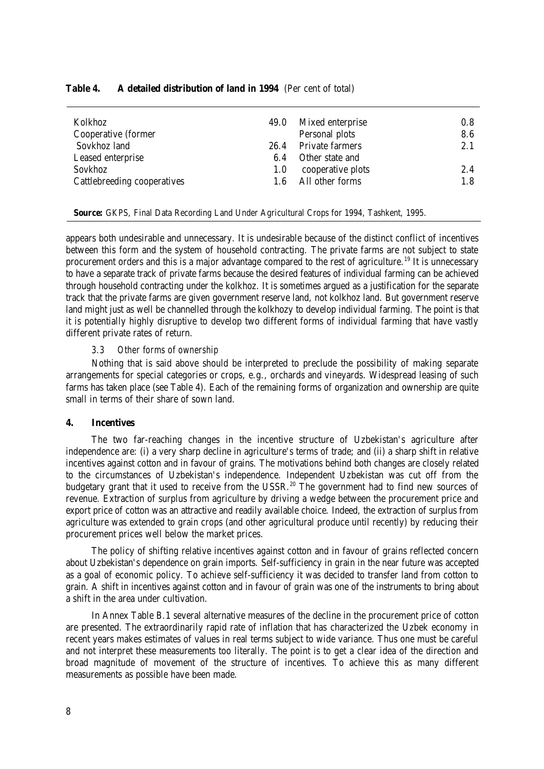**Table 4. A detailed distribution of land in 1994** (Per cent of total)

| | | | |
|---|---|---|---|
| Kolkhoz | 49.0 | Mixed enterprise | 0.8 |
| Cooperative (former Sovkhoz land | 26.4 | Personal plots | 8.6 |
| Leased enterprise | 6.4 | Private farmers | 2.1 |
| Sovkhoz | 1.0 | Other state and cooperative plots | 2.4 |
| Cattlebreeding cooperatives | 1.6 | All other forms | 1.8 |

**Source:** GKPS, Final Data Recording Land Under Agricultural Crops for 1994, Tashkent, 1995.

appears both undesirable and unnecessary. It is undesirable because of the distinct conflict of incentives between this form and the system of household contracting. The private farms are not subject to state procurement orders and this is a major advantage compared to the rest of agriculture.[19] It is unnecessary to have a separate track of private farms because the desired features of individual farming can be achieved through household contracting under the kolkhoz. It is sometimes argued as a justification for the separate track that the private farms are given government reserve land, not kolkhoz land. But government reserve land might just as well be channelled through the kolkhozy to develop individual farming. The point is that it is potentially highly disruptive to develop two different forms of individual farming that have vastly different private rates of return.

### 3.3 *Other forms of ownership*

Nothing that is said above should be interpreted to preclude the possibility of making separate arrangements for special categories or crops, e.g., orchards and vineyards. Widespread leasing of such farms has taken place (see Table 4). Each of the remaining forms of organization and ownership are quite small in terms of their share of sown land.

## 4. Incentives

The two far-reaching changes in the incentive structure of Uzbekistan's agriculture after independence are: (i) a very sharp decline in agriculture's terms of trade; and (ii) a sharp shift in relative incentives against cotton and in favour of grains. The motivations behind both changes are closely related to the circumstances of Uzbekistan's independence. Independent Uzbekistan was cut off from the budgetary grant that it used to receive from the USSR.[20] The government had to find new sources of revenue. Extraction of surplus from agriculture by driving a wedge between the procurement price and export price of cotton was an attractive and readily available choice. Indeed, the extraction of surplus from agriculture was extended to grain crops (and other agricultural produce until recently) by reducing their procurement prices well below the market prices.

The policy of shifting relative incentives against cotton and in favour of grains reflected concern about Uzbekistan's dependence on grain imports. Self-sufficiency in grain in the near future was accepted as a goal of economic policy. To achieve self-sufficiency it was decided to transfer land from cotton to grain. A shift in incentives against cotton and in favour of grain was one of the instruments to bring about a shift in the area under cultivation.

In Annex Table B.1 several alternative measures of the decline in the procurement price of cotton are presented. The extraordinarily rapid rate of inflation that has characterized the Uzbek economy in recent years makes estimates of values in real terms subject to wide variance. Thus one must be careful and not interpret these measurements too literally. The point is to get a clear idea of the direction and broad magnitude of movement of the structure of incentives. To achieve this as many different measurements as possible have been made.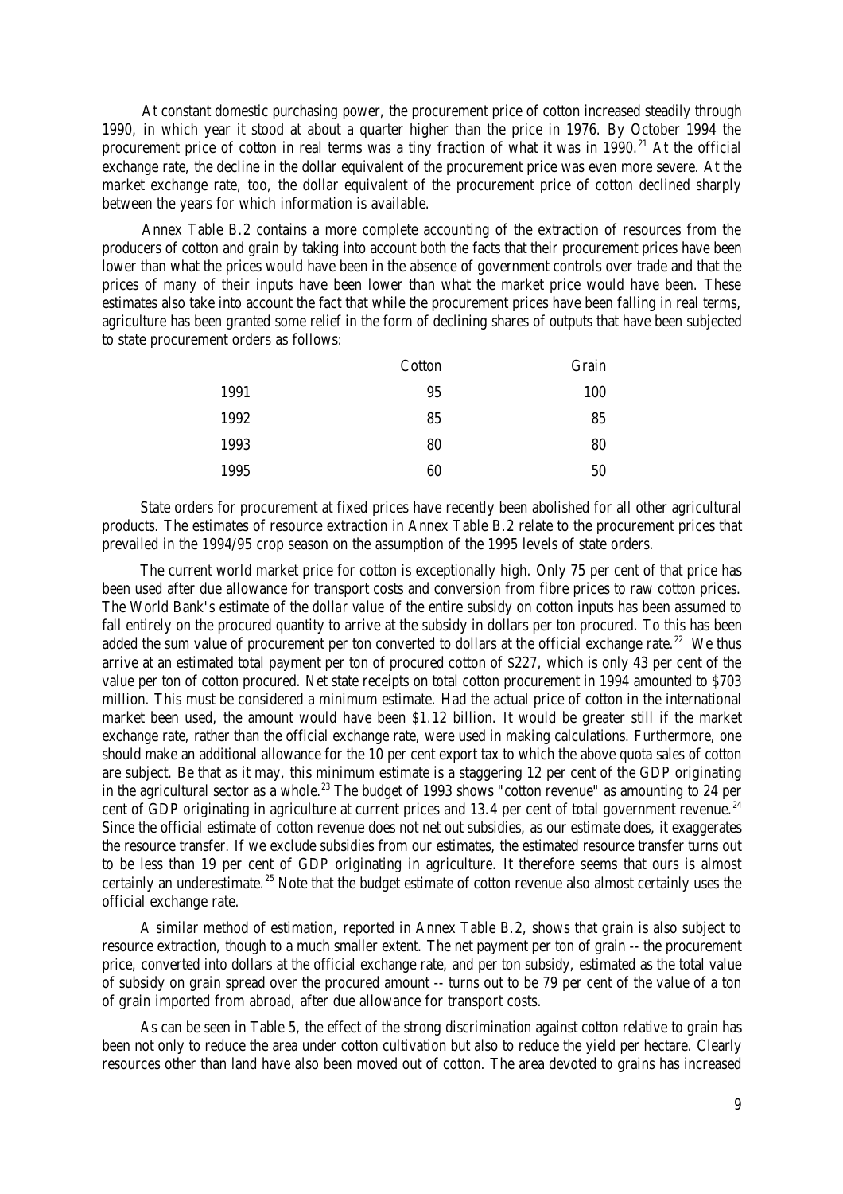At constant domestic purchasing power, the procurement price of cotton increased steadily through 1990, in which year it stood at about a quarter higher than the price in 1976. By October 1994 the procurement price of cotton in real terms was a tiny fraction of what it was in 1990.[21] At the official exchange rate, the decline in the dollar equivalent of the procurement price was even more severe. At the market exchange rate, too, the dollar equivalent of the procurement price of cotton declined sharply between the years for which information is available.

Annex Table B.2 contains a more complete accounting of the extraction of resources from the producers of cotton and grain by taking into account both the facts that their procurement prices have been lower than what the prices would have been in the absence of government controls over trade and that the prices of many of their inputs have been lower than what the market price would have been. These estimates also take into account the fact that while the procurement prices have been falling in real terms, agriculture has been granted some relief in the form of declining shares of outputs that have been subjected to state procurement orders as follows:

| | Cotton | Grain |
|---|---|---|
| 1991 | 95 | 100 |
| 1992 | 85 | 85 |
| 1993 | 80 | 80 |
| 1995 | 60 | 50 |

State orders for procurement at fixed prices have recently been abolished for all other agricultural products. The estimates of resource extraction in Annex Table B.2 relate to the procurement prices that prevailed in the 1994/95 crop season on the assumption of the 1995 levels of state orders.

The current world market price for cotton is exceptionally high. Only 75 per cent of that price has been used after due allowance for transport costs and conversion from fibre prices to raw cotton prices. The World Bank's estimate of the *dollar value* of the entire subsidy on cotton inputs has been assumed to fall entirely on the procured quantity to arrive at the subsidy in dollars per ton procured. To this has been added the sum value of procurement per ton converted to dollars at the official exchange rate.[22] We thus arrive at an estimated total payment per ton of procured cotton of $227, which is only 43 per cent of the value per ton of cotton procured. Net state receipts on total cotton procurement in 1994 amounted to $703 million. This must be considered a minimum estimate. Had the actual price of cotton in the international market been used, the amount would have been $1.12 billion. It would be greater still if the market exchange rate, rather than the official exchange rate, were used in making calculations. Furthermore, one should make an additional allowance for the 10 per cent export tax to which the above quota sales of cotton are subject. Be that as it may, this minimum estimate is a staggering 12 per cent of the GDP originating in the agricultural sector as a whole.[23] The budget of 1993 shows "cotton revenue" as amounting to 24 per cent of GDP originating in agriculture at current prices and 13.4 per cent of total government revenue.[24] Since the official estimate of cotton revenue does not net out subsidies, as our estimate does, it exaggerates the resource transfer. If we exclude subsidies from our estimates, the estimated resource transfer turns out to be less than 19 per cent of GDP originating in agriculture. It therefore seems that ours is almost certainly an underestimate.[25] Note that the budget estimate of cotton revenue also almost certainly uses the official exchange rate.

A similar method of estimation, reported in Annex Table B.2, shows that grain is also subject to resource extraction, though to a much smaller extent. The net payment per ton of grain -- the procurement price, converted into dollars at the official exchange rate, and per ton subsidy, estimated as the total value of subsidy on grain spread over the procured amount -- turns out to be 79 per cent of the value of a ton of grain imported from abroad, after due allowance for transport costs.

As can be seen in Table 5, the effect of the strong discrimination against cotton relative to grain has been not only to reduce the area under cotton cultivation but also to reduce the yield per hectare. Clearly resources other than land have also been moved out of cotton. The area devoted to grains has increased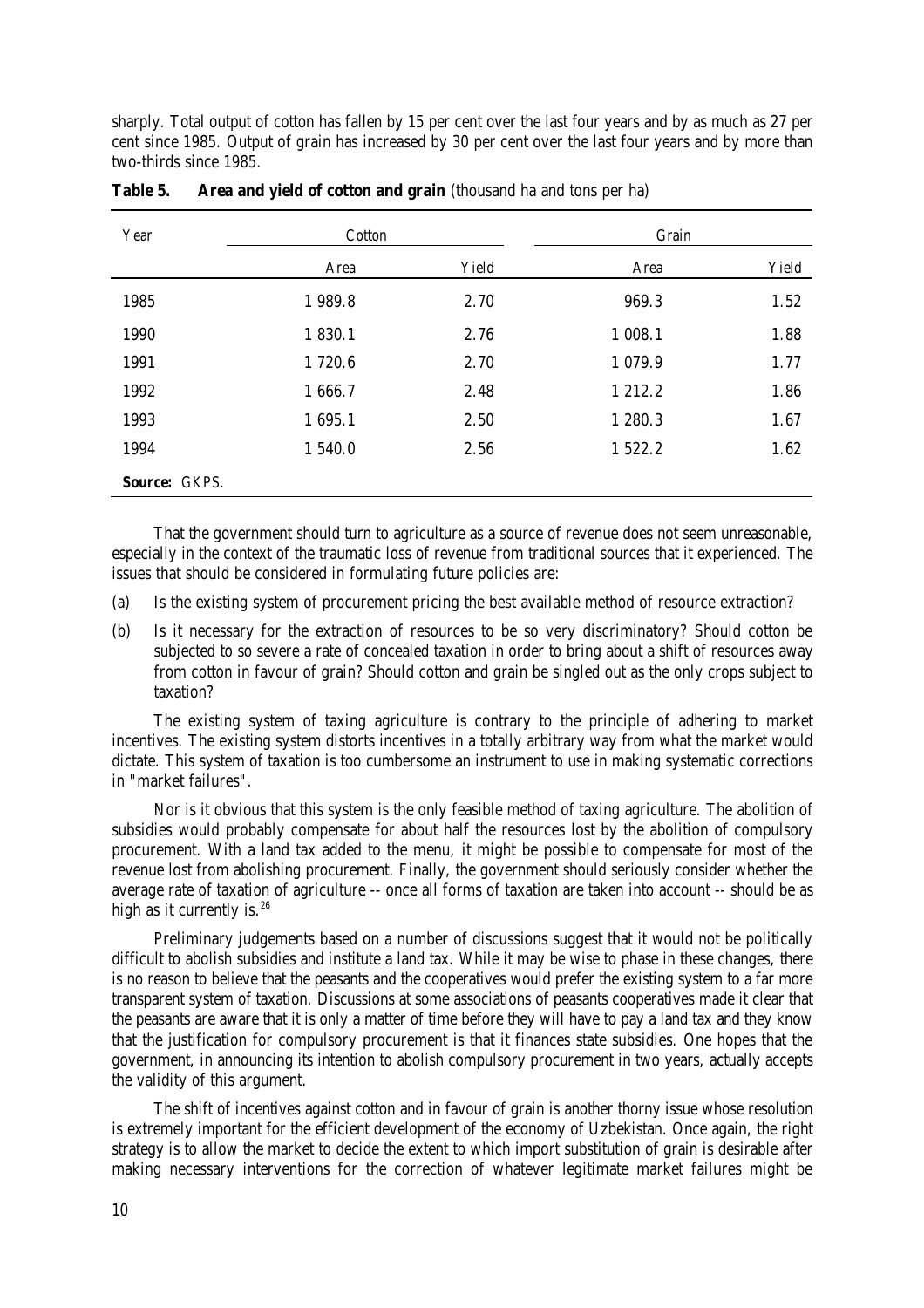sharply. Total output of cotton has fallen by 15 per cent over the last four years and by as much as 27 per cent since 1985. Output of grain has increased by 30 per cent over the last four years and by more than two-thirds since 1985.

**Table 5. Area and yield of cotton and grain** (thousand ha and tons per ha)

| Year | Cotton | | Grain | |
|---|---|---|---|---|
| | Area | Yield | Area | Yield |
| 1985 | 1 989.8 | 2.70 | 969.3 | 1.52 |
| 1990 | 1 830.1 | 2.76 | 1 008.1 | 1.88 |
| 1991 | 1 720.6 | 2.70 | 1 079.9 | 1.77 |
| 1992 | 1 666.7 | 2.48 | 1 212.2 | 1.86 |
| 1993 | 1 695.1 | 2.50 | 1 280.3 | 1.67 |
| 1994 | 1 540.0 | 2.56 | 1 522.2 | 1.62 |

**Source:** GKPS.

That the government should turn to agriculture as a source of revenue does not seem unreasonable, especially in the context of the traumatic loss of revenue from traditional sources that it experienced. The issues that should be considered in formulating future policies are:

(a) Is the existing system of procurement pricing the best available method of resource extraction?

(b) Is it necessary for the extraction of resources to be so very discriminatory? Should cotton be subjected to so severe a rate of concealed taxation in order to bring about a shift of resources away from cotton in favour of grain? Should cotton and grain be singled out as the only crops subject to taxation?

The existing system of taxing agriculture is contrary to the principle of adhering to market incentives. The existing system distorts incentives in a totally arbitrary way from what the market would dictate. This system of taxation is too cumbersome an instrument to use in making systematic corrections in "market failures".

Nor is it obvious that this system is the only feasible method of taxing agriculture. The abolition of subsidies would probably compensate for about half the resources lost by the abolition of compulsory procurement. With a land tax added to the menu, it might be possible to compensate for most of the revenue lost from abolishing procurement. Finally, the government should seriously consider whether the average rate of taxation of agriculture -- once all forms of taxation are taken into account -- should be as high as it currently is.[26]

Preliminary judgements based on a number of discussions suggest that it would not be politically difficult to abolish subsidies and institute a land tax. While it may be wise to phase in these changes, there is no reason to believe that the peasants and the cooperatives would prefer the existing system to a far more transparent system of taxation. Discussions at some associations of peasants cooperatives made it clear that the peasants are aware that it is only a matter of time before they will have to pay a land tax and they know that the justification for compulsory procurement is that it finances state subsidies. One hopes that the government, in announcing its intention to abolish compulsory procurement in two years, actually accepts the validity of this argument.

The shift of incentives against cotton and in favour of grain is another thorny issue whose resolution is extremely important for the efficient development of the economy of Uzbekistan. Once again, the right strategy is to allow the market to decide the extent to which import substitution of grain is desirable after making necessary interventions for the correction of whatever legitimate market failures might be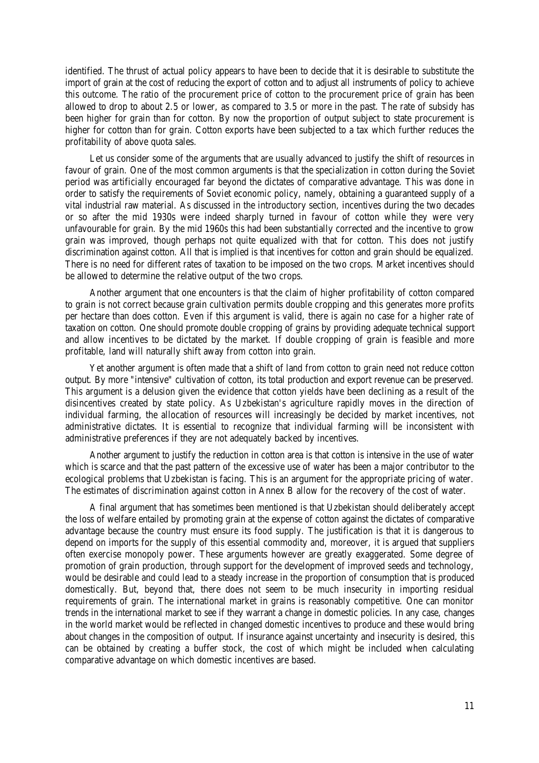identified. The thrust of actual policy appears to have been to decide that it is desirable to substitute the import of grain at the cost of reducing the export of cotton and to adjust all instruments of policy to achieve this outcome. The ratio of the procurement price of cotton to the procurement price of grain has been allowed to drop to about 2.5 or lower, as compared to 3.5 or more in the past. The rate of subsidy has been higher for grain than for cotton. By now the proportion of output subject to state procurement is higher for cotton than for grain. Cotton exports have been subjected to a tax which further reduces the profitability of above quota sales.

Let us consider some of the arguments that are usually advanced to justify the shift of resources in favour of grain. One of the most common arguments is that the specialization in cotton during the Soviet period was artificially encouraged far beyond the dictates of comparative advantage. This was done in order to satisfy the requirements of Soviet economic policy, namely, obtaining a guaranteed supply of a vital industrial raw material. As discussed in the introductory section, incentives during the two decades or so after the mid 1930s were indeed sharply turned in favour of cotton while they were very unfavourable for grain. By the mid 1960s this had been substantially corrected and the incentive to grow grain was improved, though perhaps not quite equalized with that for cotton. This does not justify discrimination against cotton. All that is implied is that incentives for cotton and grain should be equalized. There is no need for different rates of taxation to be imposed on the two crops. Market incentives should be allowed to determine the relative output of the two crops.

Another argument that one encounters is that the claim of higher profitability of cotton compared to grain is not correct because grain cultivation permits double cropping and this generates more profits per hectare than does cotton. Even if this argument is valid, there is again no case for a higher rate of taxation on cotton. One should promote double cropping of grains by providing adequate technical support and allow incentives to be dictated by the market. If double cropping of grain is feasible and more profitable, land will naturally shift away from cotton into grain.

Yet another argument is often made that a shift of land from cotton to grain need not reduce cotton output. By more "intensive" cultivation of cotton, its total production and export revenue can be preserved. This argument is a delusion given the evidence that cotton yields have been declining as a result of the disincentives created by state policy. As Uzbekistan's agriculture rapidly moves in the direction of individual farming, the allocation of resources will increasingly be decided by market incentives, not administrative dictates. It is essential to recognize that individual farming will be inconsistent with administrative preferences if they are not adequately backed by incentives.

Another argument to justify the reduction in cotton area is that cotton is intensive in the use of water which is scarce and that the past pattern of the excessive use of water has been a major contributor to the ecological problems that Uzbekistan is facing. This is an argument for the appropriate pricing of water. The estimates of discrimination against cotton in Annex B allow for the recovery of the cost of water.

A final argument that has sometimes been mentioned is that Uzbekistan should deliberately accept the loss of welfare entailed by promoting grain at the expense of cotton against the dictates of comparative advantage because the country must ensure its food supply. The justification is that it is dangerous to depend on imports for the supply of this essential commodity and, moreover, it is argued that suppliers often exercise monopoly power. These arguments however are greatly exaggerated. Some degree of promotion of grain production, through support for the development of improved seeds and technology, would be desirable and could lead to a steady increase in the proportion of consumption that is produced domestically. But, beyond that, there does not seem to be much insecurity in importing residual requirements of grain. The international market in grains is reasonably competitive. One can monitor trends in the international market to see if they warrant a change in domestic policies. In any case, changes in the world market would be reflected in changed domestic incentives to produce and these would bring about changes in the composition of output. If insurance against uncertainty and insecurity is desired, this can be obtained by creating a buffer stock, the cost of which might be included when calculating comparative advantage on which domestic incentives are based.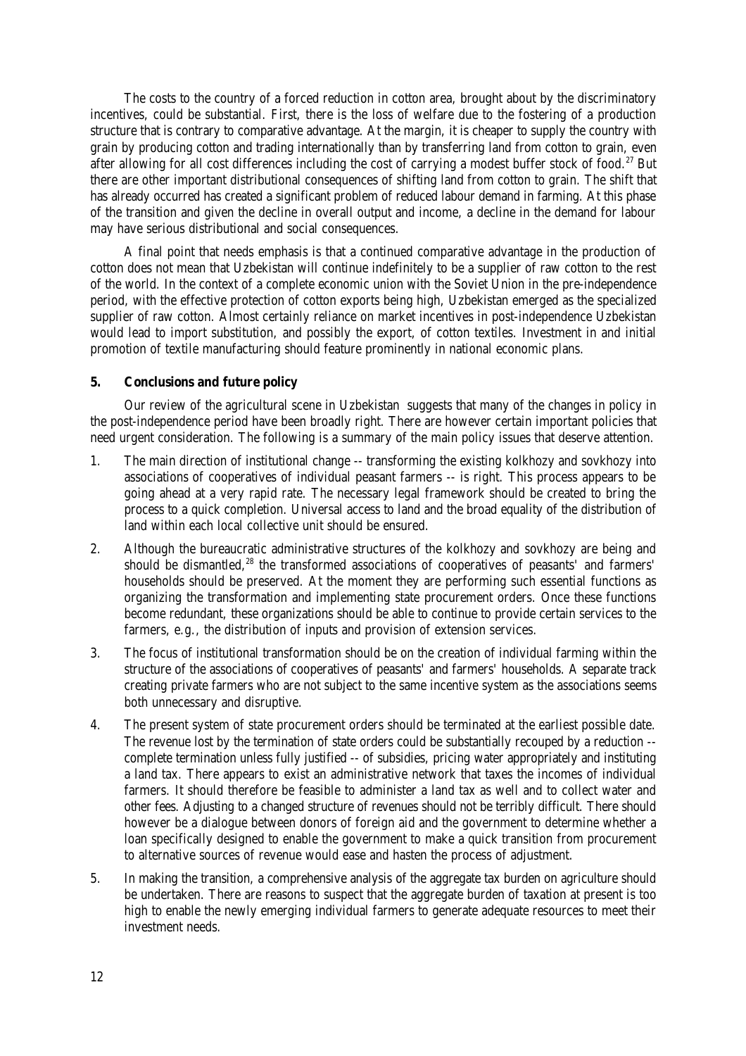The costs to the country of a forced reduction in cotton area, brought about by the discriminatory incentives, could be substantial. First, there is the loss of welfare due to the fostering of a production structure that is contrary to comparative advantage. At the margin, it is cheaper to supply the country with grain by producing cotton and trading internationally than by transferring land from cotton to grain, even after allowing for all cost differences including the cost of carrying a modest buffer stock of food.[27] But there are other important distributional consequences of shifting land from cotton to grain. The shift that has already occurred has created a significant problem of reduced labour demand in farming. At this phase of the transition and given the decline in overall output and income, a decline in the demand for labour may have serious distributional and social consequences.

A final point that needs emphasis is that a continued comparative advantage in the production of cotton does not mean that Uzbekistan will continue indefinitely to be a supplier of raw cotton to the rest of the world. In the context of a complete economic union with the Soviet Union in the pre-independence period, with the effective protection of cotton exports being high, Uzbekistan emerged as the specialized supplier of raw cotton. Almost certainly reliance on market incentives in post-independence Uzbekistan would lead to import substitution, and possibly the export, of cotton textiles. Investment in and initial promotion of textile manufacturing should feature prominently in national economic plans.

## 5. Conclusions and future policy

Our review of the agricultural scene in Uzbekistan suggests that many of the changes in policy in the post-independence period have been broadly right. There are however certain important policies that need urgent consideration. The following is a summary of the main policy issues that deserve attention.

1. The main direction of institutional change -- transforming the existing kolkhozy and sovkhozy into associations of cooperatives of individual peasant farmers -- is right. This process appears to be going ahead at a very rapid rate. The necessary legal framework should be created to bring the process to a quick completion. Universal access to land and the broad equality of the distribution of land within each local collective unit should be ensured.

2. Although the bureaucratic administrative structures of the kolkhozy and sovkhozy are being and should be dismantled,[28] the transformed associations of cooperatives of peasants' and farmers' households should be preserved. At the moment they are performing such essential functions as organizing the transformation and implementing state procurement orders. Once these functions become redundant, these organizations should be able to continue to provide certain services to the farmers, e.g., the distribution of inputs and provision of extension services.

3. The focus of institutional transformation should be on the creation of individual farming within the structure of the associations of cooperatives of peasants' and farmers' households. A separate track creating private farmers who are not subject to the same incentive system as the associations seems both unnecessary and disruptive.

4. The present system of state procurement orders should be terminated at the earliest possible date. The revenue lost by the termination of state orders could be substantially recouped by a reduction -- complete termination unless fully justified -- of subsidies, pricing water appropriately and instituting a land tax. There appears to exist an administrative network that taxes the incomes of individual farmers. It should therefore be feasible to administer a land tax as well and to collect water and other fees. Adjusting to a changed structure of revenues should not be terribly difficult. There should however be a dialogue between donors of foreign aid and the government to determine whether a loan specifically designed to enable the government to make a quick transition from procurement to alternative sources of revenue would ease and hasten the process of adjustment.

5. In making the transition, a comprehensive analysis of the aggregate tax burden on agriculture should be undertaken. There are reasons to suspect that the aggregate burden of taxation at present is too high to enable the newly emerging individual farmers to generate adequate resources to meet their investment needs.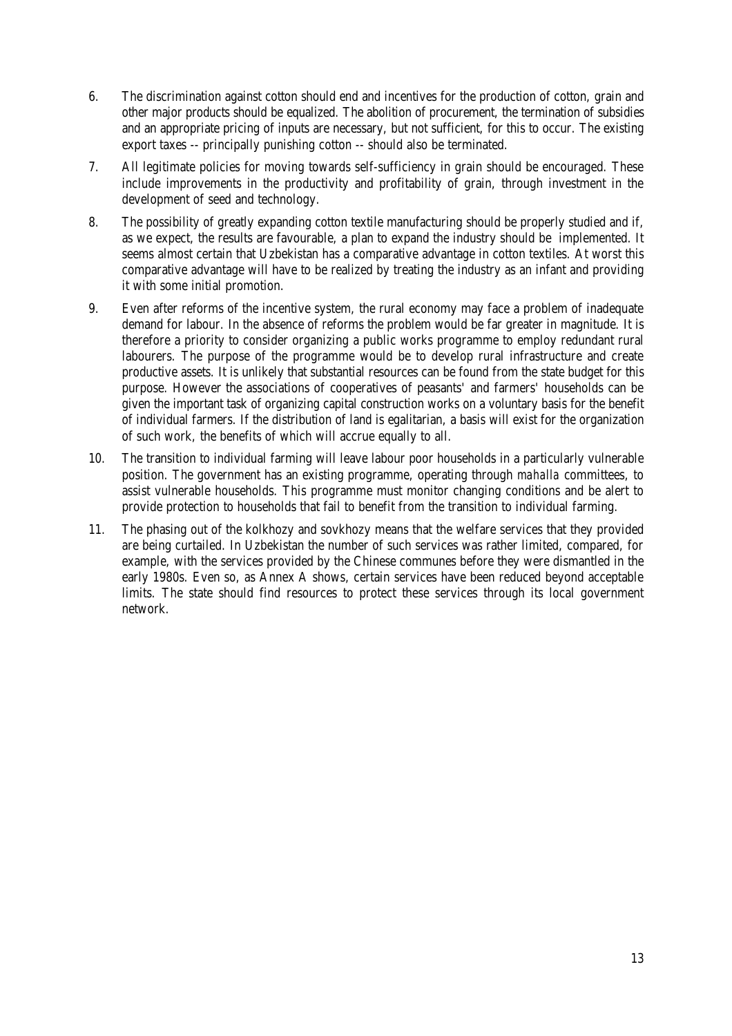6. The discrimination against cotton should end and incentives for the production of cotton, grain and other major products should be equalized. The abolition of procurement, the termination of subsidies and an appropriate pricing of inputs are necessary, but not sufficient, for this to occur. The existing export taxes -- principally punishing cotton -- should also be terminated.

7. All legitimate policies for moving towards self-sufficiency in grain should be encouraged. These include improvements in the productivity and profitability of grain, through investment in the development of seed and technology.

8. The possibility of greatly expanding cotton textile manufacturing should be properly studied and if, as we expect, the results are favourable, a plan to expand the industry should be implemented. It seems almost certain that Uzbekistan has a comparative advantage in cotton textiles. At worst this comparative advantage will have to be realized by treating the industry as an infant and providing it with some initial promotion.

9. Even after reforms of the incentive system, the rural economy may face a problem of inadequate demand for labour. In the absence of reforms the problem would be far greater in magnitude. It is therefore a priority to consider organizing a public works programme to employ redundant rural labourers. The purpose of the programme would be to develop rural infrastructure and create productive assets. It is unlikely that substantial resources can be found from the state budget for this purpose. However the associations of cooperatives of peasants' and farmers' households can be given the important task of organizing capital construction works on a voluntary basis for the benefit of individual farmers. If the distribution of land is egalitarian, a basis will exist for the organization of such work, the benefits of which will accrue equally to all.

10. The transition to individual farming will leave labour poor households in a particularly vulnerable position. The government has an existing programme, operating through *mahalla* committees, to assist vulnerable households. This programme must monitor changing conditions and be alert to provide protection to households that fail to benefit from the transition to individual farming.

11. The phasing out of the kolkhozy and sovkhozy means that the welfare services that they provided are being curtailed. In Uzbekistan the number of such services was rather limited, compared, for example, with the services provided by the Chinese communes before they were dismantled in the early 1980s. Even so, as Annex A shows, certain services have been reduced beyond acceptable limits. The state should find resources to protect these services through its local government network.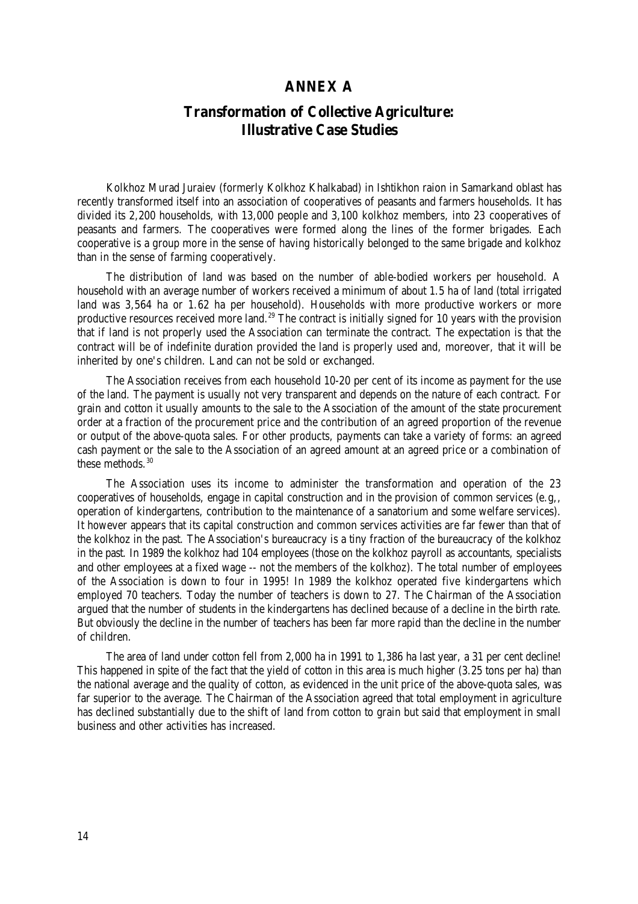# ANNEX A

## Transformation of Collective Agriculture: Illustrative Case Studies

Kolkhoz Murad Juraiev (formerly Kolkhoz Khalkabad) in Ishtikhon raion in Samarkand oblast has recently transformed itself into an association of cooperatives of peasants and farmers households. It has divided its 2,200 households, with 13,000 people and 3,100 kolkhoz members, into 23 cooperatives of peasants and farmers. The cooperatives were formed along the lines of the former brigades. Each cooperative is a group more in the sense of having historically belonged to the same brigade and kolkhoz than in the sense of farming cooperatively.

The distribution of land was based on the number of able-bodied workers per household. A household with an average number of workers received a minimum of about 1.5 ha of land (total irrigated land was 3,564 ha or 1.62 ha per household). Households with more productive workers or more productive resources received more land.[29] The contract is initially signed for 10 years with the provision that if land is not properly used the Association can terminate the contract. The expectation is that the contract will be of indefinite duration provided the land is properly used and, moreover, that it will be inherited by one's children. Land can not be sold or exchanged.

The Association receives from each household 10-20 per cent of its income as payment for the use of the land. The payment is usually not very transparent and depends on the nature of each contract. For grain and cotton it usually amounts to the sale to the Association of the amount of the state procurement order at a fraction of the procurement price and the contribution of an agreed proportion of the revenue or output of the above-quota sales. For other products, payments can take a variety of forms: an agreed cash payment or the sale to the Association of an agreed amount at an agreed price or a combination of these methods.[30]

The Association uses its income to administer the transformation and operation of the 23 cooperatives of households, engage in capital construction and in the provision of common services (e.g,, operation of kindergartens, contribution to the maintenance of a sanatorium and some welfare services). It however appears that its capital construction and common services activities are far fewer than that of the kolkhoz in the past. The Association's bureaucracy is a tiny fraction of the bureaucracy of the kolkhoz in the past. In 1989 the kolkhoz had 104 employees (those on the kolkhoz payroll as accountants, specialists and other employees at a fixed wage -- not the members of the kolkhoz). The total number of employees of the Association is down to four in 1995! In 1989 the kolkhoz operated five kindergartens which employed 70 teachers. Today the number of teachers is down to 27. The Chairman of the Association argued that the number of students in the kindergartens has declined because of a decline in the birth rate. But obviously the decline in the number of teachers has been far more rapid than the decline in the number of children.

The area of land under cotton fell from 2,000 ha in 1991 to 1,386 ha last year, a 31 per cent decline! This happened in spite of the fact that the yield of cotton in this area is much higher (3.25 tons per ha) than the national average and the quality of cotton, as evidenced in the unit price of the above-quota sales, was far superior to the average. The Chairman of the Association agreed that total employment in agriculture has declined substantially due to the shift of land from cotton to grain but said that employment in small business and other activities has increased.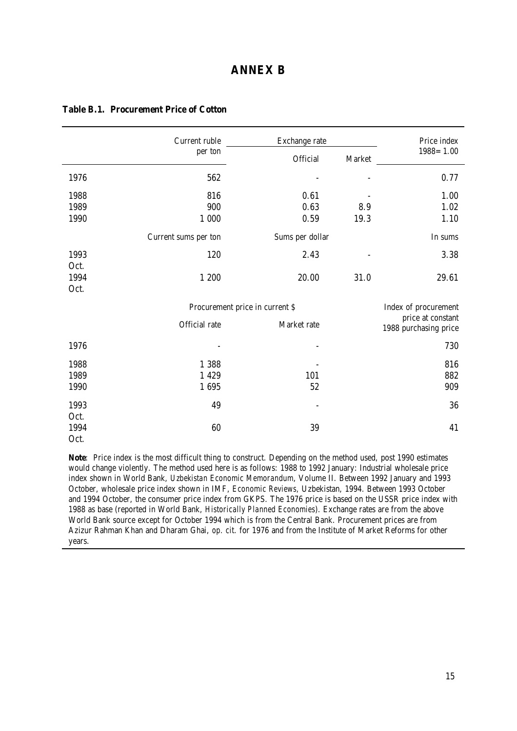# ANNEX B

**Table B.1. Procurement Price of Cotton**

| | Current ruble per ton | Exchange rate | | Price index 1988= 1.00 |
|---|---|---|---|---|
| | | Official | Market | |
| 1976 | 562 | - | - | 0.77 |
| 1988 | 816 | 0.61 | - | 1.00 |
| 1989 | 900 | 0.63 | 8.9 | 1.02 |
| 1990 | 1 000 | 0.59 | 19.3 | 1.10 |
| | Current sums per ton | Sums per dollar | | In sums |
| 1993 Oct. | 120 | 2.43 | - | 3.38 |
| 1994 Oct. | 1 200 | 20.00 | 31.0 | 29.61 |
| | Procurement price in current $ | | | Index of procurement price at constant 1988 purchasing price |
| | Official rate | Market rate | | |
| 1976 | - | - | | 730 |
| 1988 | 1 388 | - | | 816 |
| 1989 | 1 429 | 101 | | 882 |
| 1990 | 1 695 | 52 | | 909 |
| 1993 Oct. | 49 | - | | 36 |
| 1994 Oct. | 60 | 39 | | 41 |

**Note**: Price index is the most difficult thing to construct. Depending on the method used, post 1990 estimates would change violently. The method used here is as follows: 1988 to 1992 January: Industrial wholesale price index shown in World Bank, *Uzbekistan Economic Memorandum*, Volume II. Between 1992 January and 1993 October, wholesale price index shown in IMF, *Economic Reviews*, Uzbekistan, 1994. Between 1993 October and 1994 October, the consumer price index from GKPS. The 1976 price is based on the USSR price index with 1988 as base (reported in World Bank, *Historically Planned Economies*). Exchange rates are from the above World Bank source except for October 1994 which is from the Central Bank. Procurement prices are from Azizur Rahman Khan and Dharam Ghai, *op. cit.* for 1976 and from the Institute of Market Reforms for other years.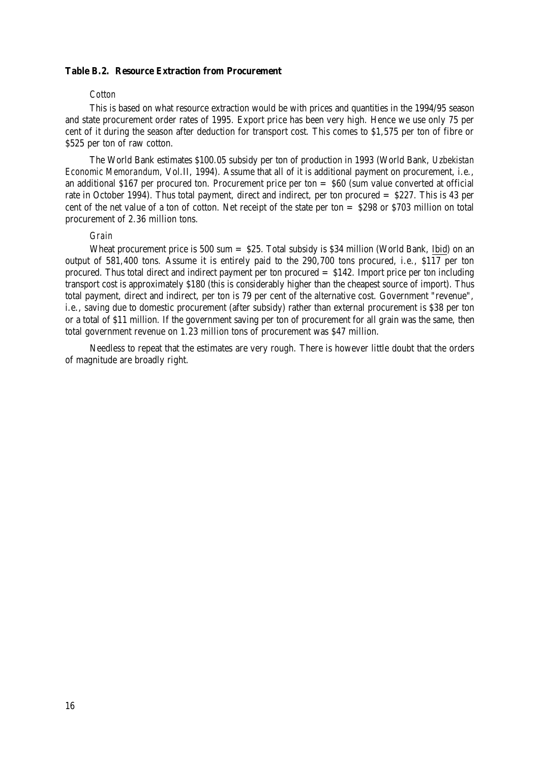**Table B.2. Resource Extraction from Procurement**

*Cotton*

This is based on what resource extraction would be with prices and quantities in the 1994/95 season and state procurement order rates of 1995. Export price has been very high. Hence we use only 75 per cent of it during the season after deduction for transport cost. This comes to $1,575 per ton of fibre or $525 per ton of raw cotton.

The World Bank estimates $100.05 subsidy per ton of production in 1993 (World Bank, *Uzbekistan Economic Memorandum*, Vol.II, 1994). Assume that all of it is additional payment on procurement, i.e., an additional $167 per procured ton. Procurement price per ton = $60 (sum value converted at official rate in October 1994). Thus total payment, direct and indirect, per ton procured = $227. This is 43 per cent of the net value of a ton of cotton. Net receipt of the state per ton = $298 or $703 million on total procurement of 2.36 million tons.

*Grain*

Wheat procurement price is 500 sum = $25. Total subsidy is $34 million (World Bank, Ibid) on an output of 581,400 tons. Assume it is entirely paid to the 290,700 tons procured, i.e., $117 per ton procured. Thus total direct and indirect payment per ton procured = $142. Import price per ton including transport cost is approximately $180 (this is considerably higher than the cheapest source of import). Thus total payment, direct and indirect, per ton is 79 per cent of the alternative cost. Government "revenue", i.e., saving due to domestic procurement (after subsidy) rather than external procurement is $38 per ton or a total of $11 million. If the government saving per ton of procurement for all grain was the same, then total government revenue on 1.23 million tons of procurement was $47 million.

Needless to repeat that the estimates are very rough. There is however little doubt that the orders of magnitude are broadly right.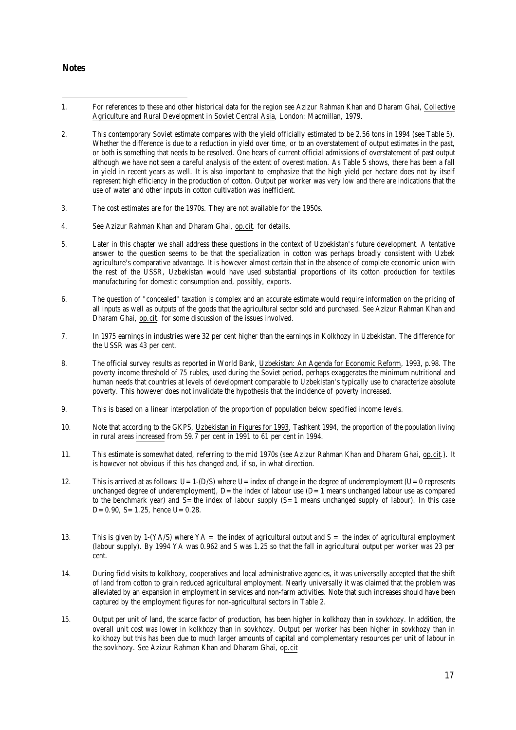**Notes**

1. For references to these and other historical data for the region see Azizur Rahman Khan and Dharam Ghai, Collective Agriculture and Rural Development in Soviet Central Asia, London: Macmillan, 1979.

2. This contemporary Soviet estimate compares with the yield officially estimated to be 2.56 tons in 1994 (see Table 5). Whether the difference is due to a reduction in yield over time, or to an overstatement of output estimates in the past, or both is something that needs to be resolved. One hears of current official admissions of overstatement of past output although we have not seen a careful analysis of the extent of overestimation. As Table 5 shows, there has been a fall in yield in recent years as well. It is also important to emphasize that the high yield per hectare does not by itself represent high efficiency in the production of cotton. Output per worker was very low and there are indications that the use of water and other inputs in cotton cultivation was inefficient.

3. The cost estimates are for the 1970s. They are not available for the 1950s.

4. See Azizur Rahman Khan and Dharam Ghai, op.cit. for details.

5. Later in this chapter we shall address these questions in the context of Uzbekistan's future development. A tentative answer to the question seems to be that the specialization in cotton was perhaps broadly consistent with Uzbek agriculture's comparative advantage. It is however almost certain that in the absence of complete economic union with the rest of the USSR, Uzbekistan would have used substantial proportions of its cotton production for textiles manufacturing for domestic consumption and, possibly, exports.

6. The question of "concealed" taxation is complex and an accurate estimate would require information on the pricing of all inputs as well as outputs of the goods that the agricultural sector sold and purchased. See Azizur Rahman Khan and Dharam Ghai, op.cit. for some discussion of the issues involved.

7. In 1975 earnings in industries were 32 per cent higher than the earnings in Kolkhozy in Uzbekistan. The difference for the USSR was 43 per cent.

8. The official survey results as reported in World Bank, Uzbekistan: An Agenda for Economic Reform, 1993, p.98. The poverty income threshold of 75 rubles, used during the Soviet period, perhaps exaggerates the minimum nutritional and human needs that countries at levels of development comparable to Uzbekistan's typically use to characterize absolute poverty. This however does not invalidate the hypothesis that the incidence of poverty increased.

9. This is based on a linear interpolation of the proportion of population below specified income levels.

10. Note that according to the GKPS, Uzbekistan in Figures for 1993, Tashkent 1994, the proportion of the population living in rural areas increased from 59.7 per cent in 1991 to 61 per cent in 1994.

11. This estimate is somewhat dated, referring to the mid 1970s (see Azizur Rahman Khan and Dharam Ghai, op.cit.). It is however not obvious if this has changed and, if so, in what direction.

12. This is arrived at as follows: $U=1-(D/S)$ where $U=$ index of change in the degree of underemployment ($U=0$ represents unchanged degree of underemployment), $D=$ the index of labour use ($D=1$ means unchanged labour use as compared to the benchmark year) and $S=$ the index of labour supply ($S=1$ means unchanged supply of labour). In this case $D=0.90$, $S=1.25$, hence $U=0.28$.

13. This is given by $1-(YA/S)$ where $YA =$ the index of agricultural output and $S =$ the index of agricultural employment (labour supply). By 1994 YA was 0.962 and S was 1.25 so that the fall in agricultural output per worker was 23 per cent.

14. During field visits to kolkhozy, cooperatives and local administrative agencies, it was universally accepted that the shift of land from cotton to grain reduced agricultural employment. Nearly universally it was claimed that the problem was alleviated by an expansion in employment in services and non-farm activities. Note that such increases should have been captured by the employment figures for non-agricultural sectors in Table 2.

15. Output per unit of land, the scarce factor of production, has been higher in kolkhozy than in sovkhozy. In addition, the overall unit cost was lower in kolkhozy than in sovkhozy. Output per worker has been higher in sovkhozy than in kolkhozy but this has been due to much larger amounts of capital and complementary resources per unit of labour in the sovkhozy. See Azizur Rahman Khan and Dharam Ghai, op.cit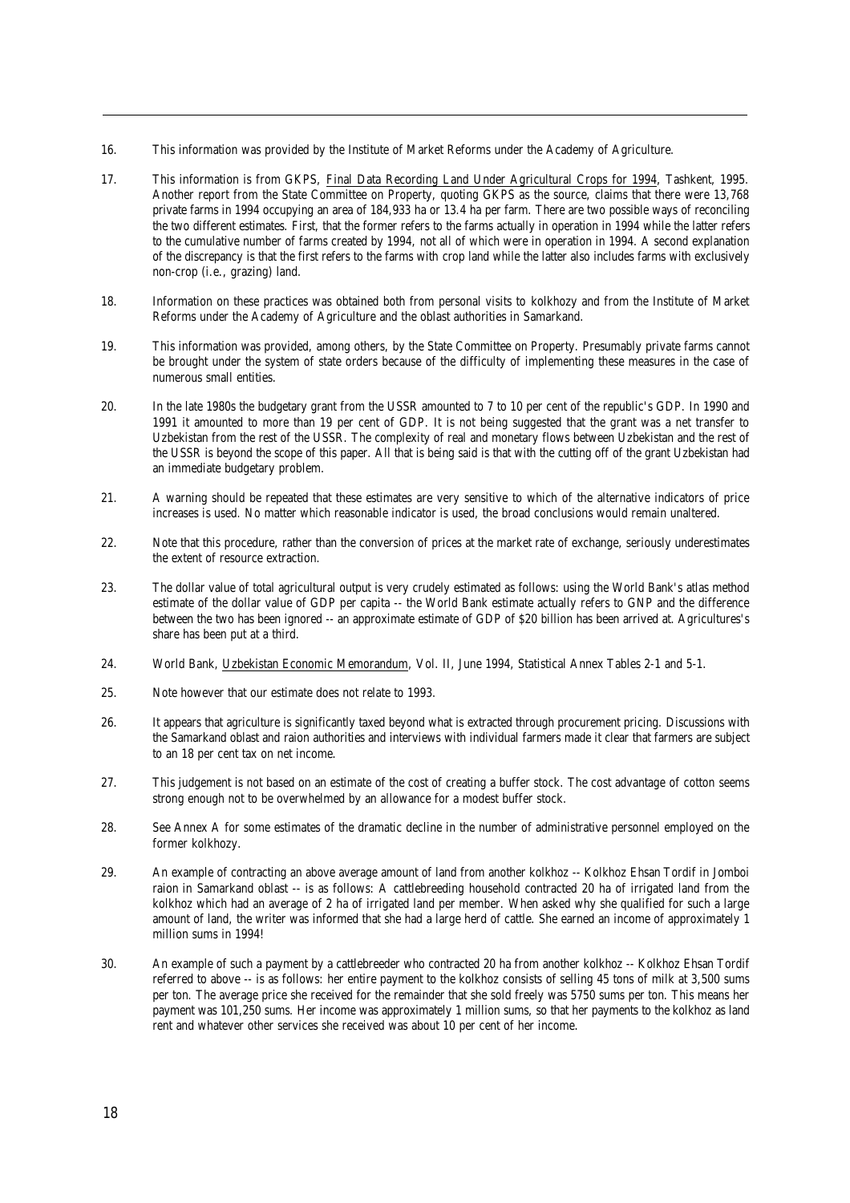16. This information was provided by the Institute of Market Reforms under the Academy of Agriculture.

17. This information is from GKPS, Final Data Recording Land Under Agricultural Crops for 1994, Tashkent, 1995. Another report from the State Committee on Property, quoting GKPS as the source, claims that there were 13,768 private farms in 1994 occupying an area of 184,933 ha or 13.4 ha per farm. There are two possible ways of reconciling the two different estimates. First, that the former refers to the farms actually in operation in 1994 while the latter refers to the cumulative number of farms created by 1994, not all of which were in operation in 1994. A second explanation of the discrepancy is that the first refers to the farms with crop land while the latter also includes farms with exclusively non-crop (i.e., grazing) land.

18. Information on these practices was obtained both from personal visits to kolkhozy and from the Institute of Market Reforms under the Academy of Agriculture and the oblast authorities in Samarkand.

19. This information was provided, among others, by the State Committee on Property. Presumably private farms cannot be brought under the system of state orders because of the difficulty of implementing these measures in the case of numerous small entities.

20. In the late 1980s the budgetary grant from the USSR amounted to 7 to 10 per cent of the republic's GDP. In 1990 and 1991 it amounted to more than 19 per cent of GDP. It is not being suggested that the grant was a net transfer to Uzbekistan from the rest of the USSR. The complexity of real and monetary flows between Uzbekistan and the rest of the USSR is beyond the scope of this paper. All that is being said is that with the cutting off of the grant Uzbekistan had an immediate budgetary problem.

21. A warning should be repeated that these estimates are very sensitive to which of the alternative indicators of price increases is used. No matter which reasonable indicator is used, the broad conclusions would remain unaltered.

22. Note that this procedure, rather than the conversion of prices at the market rate of exchange, seriously underestimates the extent of resource extraction.

23. The dollar value of total agricultural output is very crudely estimated as follows: using the World Bank's atlas method estimate of the dollar value of GDP per capita -- the World Bank estimate actually refers to GNP and the difference between the two has been ignored -- an approximate estimate of GDP of $20 billion has been arrived at. Agricultures's share has been put at a third.

24. World Bank, Uzbekistan Economic Memorandum, Vol. II, June 1994, Statistical Annex Tables 2-1 and 5-1.

25. Note however that our estimate does not relate to 1993.

26. It appears that agriculture is significantly taxed beyond what is extracted through procurement pricing. Discussions with the Samarkand oblast and raion authorities and interviews with individual farmers made it clear that farmers are subject to an 18 per cent tax on net income.

27. This judgement is not based on an estimate of the cost of creating a buffer stock. The cost advantage of cotton seems strong enough not to be overwhelmed by an allowance for a modest buffer stock.

28. See Annex A for some estimates of the dramatic decline in the number of administrative personnel employed on the former kolkhozy.

29. An example of contracting an above average amount of land from another kolkhoz -- Kolkhoz Ehsan Tordif in Jomboi raion in Samarkand oblast -- is as follows: A cattlebreeding household contracted 20 ha of irrigated land from the kolkhoz which had an average of 2 ha of irrigated land per member. When asked why she qualified for such a large amount of land, the writer was informed that she had a large herd of cattle. She earned an income of approximately 1 million sums in 1994!

30. An example of such a payment by a cattlebreeder who contracted 20 ha from another kolkhoz -- Kolkhoz Ehsan Tordif referred to above -- is as follows: her entire payment to the kolkhoz consists of selling 45 tons of milk at 3,500 sums per ton. The average price she received for the remainder that she sold freely was 5750 sums per ton. This means her payment was 101,250 sums. Her income was approximately 1 million sums, so that her payments to the kolkhoz as land rent and whatever other services she received was about 10 per cent of her income.